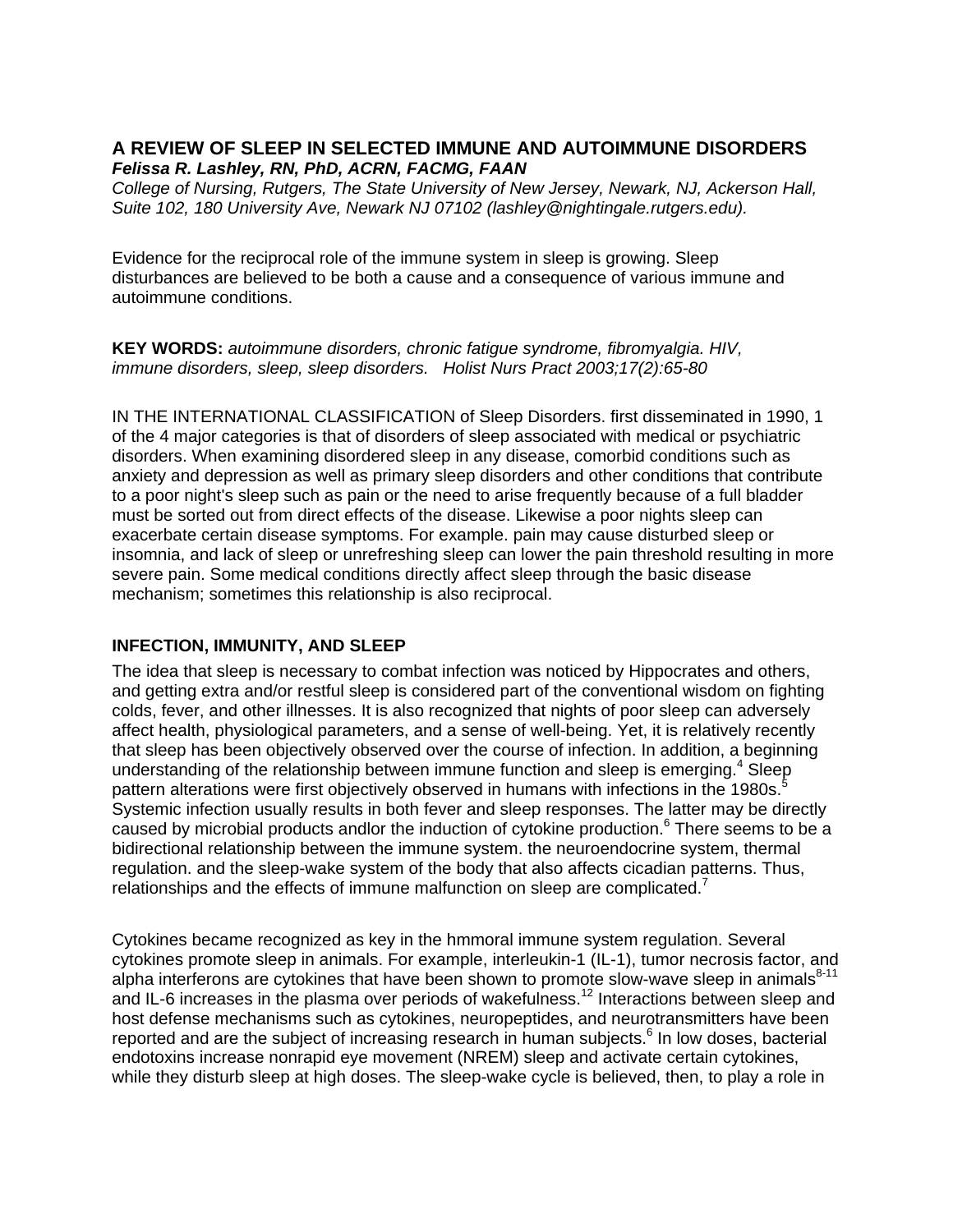# A REVIEW OF SLEEP IN SELECTED IMMUNE AND AUTOIMMUNE DISORDERS

***Felissa R. Lashley, RN, PhD, ACRN, FACMG, FAAN***

*College of Nursing, Rutgers, The State University of New Jersey, Newark, NJ, Ackerson Hall, Suite 102, 180 University Ave, Newark NJ 07102 (lashley@nightingale.rutgers.edu).*

Evidence for the reciprocal role of the immune system in sleep is growing. Sleep disturbances are believed to be both a cause and a consequence of various immune and autoimmune conditions.

**KEY WORDS:** *autoimmune disorders, chronic fatigue syndrome, fibromyalgia. HIV, immune disorders, sleep, sleep disorders. Holist Nurs Pract 2003;17(2):65-80*

IN THE INTERNATIONAL CLASSIFICATION of Sleep Disorders. first disseminated in 1990, 1 of the 4 major categories is that of disorders of sleep associated with medical or psychiatric disorders. When examining disordered sleep in any disease, comorbid conditions such as anxiety and depression as well as primary sleep disorders and other conditions that contribute to a poor night's sleep such as pain or the need to arise frequently because of a full bladder must be sorted out from direct effects of the disease. Likewise a poor nights sleep can exacerbate certain disease symptoms. For example. pain may cause disturbed sleep or insomnia, and lack of sleep or unrefreshing sleep can lower the pain threshold resulting in more severe pain. Some medical conditions directly affect sleep through the basic disease mechanism; sometimes this relationship is also reciprocal.

## INFECTION, IMMUNITY, AND SLEEP

The idea that sleep is necessary to combat infection was noticed by Hippocrates and others, and getting extra and/or restful sleep is considered part of the conventional wisdom on fighting colds, fever, and other illnesses. It is also recognized that nights of poor sleep can adversely affect health, physiological parameters, and a sense of well-being. Yet, it is relatively recently that sleep has been objectively observed over the course of infection. In addition, a beginning understanding of the relationship between immune function and sleep is emerging.[4] Sleep pattern alterations were first objectively observed in humans with infections in the 1980s.[5] Systemic infection usually results in both fever and sleep responses. The latter may be directly caused by microbial products andlor the induction of cytokine production.[6] There seems to be a bidirectional relationship between the immune system. the neuroendocrine system, thermal regulation. and the sleep-wake system of the body that also affects cicadian patterns. Thus, relationships and the effects of immune malfunction on sleep are complicated.[7]

Cytokines became recognized as key in the hmmoral immune system regulation. Several cytokines promote sleep in animals. For example, interleukin-1 (IL-1), tumor necrosis factor, and alpha interferons are cytokines that have been shown to promote slow-wave sleep in animals[8-11] and IL-6 increases in the plasma over periods of wakefulness.[12] Interactions between sleep and host defense mechanisms such as cytokines, neuropeptides, and neurotransmitters have been reported and are the subject of increasing research in human subjects.[6] In low doses, bacterial endotoxins increase nonrapid eye movement (NREM) sleep and activate certain cytokines, while they disturb sleep at high doses. The sleep-wake cycle is believed, then, to play a role in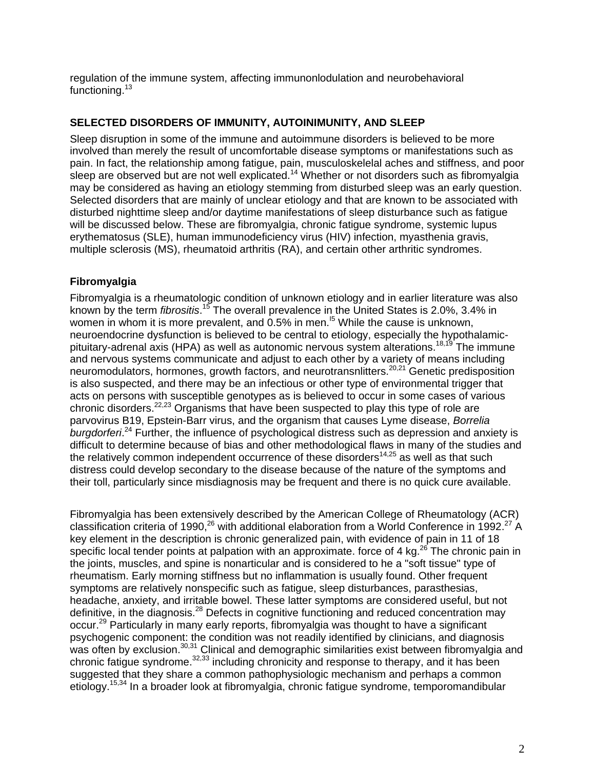regulation of the immune system, affecting immunonlodulation and neurobehavioral functioning.[13]

## SELECTED DISORDERS OF IMMUNITY, AUTOINIMUNITY, AND SLEEP

Sleep disruption in some of the immune and autoimmune disorders is believed to be more involved than merely the result of uncomfortable disease symptoms or manifestations such as pain. In fact, the relationship among fatigue, pain, musculoskelelal aches and stiffness, and poor sleep are observed but are not well explicated.[14] Whether or not disorders such as fibromyalgia may be considered as having an etiology stemming from disturbed sleep was an early question. Selected disorders that are mainly of unclear etiology and that are known to be associated with disturbed nighttime sleep and/or daytime manifestations of sleep disturbance such as fatigue will be discussed below. These are fibromyalgia, chronic fatigue syndrome, systemic lupus erythematosus (SLE), human immunodeficiency virus (HIV) infection, myasthenia gravis, multiple sclerosis (MS), rheumatoid arthritis (RA), and certain other arthritic syndromes.

### Fibromyalgia

Fibromyalgia is a rheumatologic condition of unknown etiology and in earlier literature was also known by the term *fibrositis*.[15] The overall prevalence in the United States is 2.0%, 3.4% in women in whom it is more prevalent, and 0.5% in men.[l5] While the cause is unknown, neuroendocrine dysfunction is believed to be central to etiology, especially the hypothalamic-pituitary-adrenal axis (HPA) as well as autonomic nervous system alterations.[18,19] The immune and nervous systems communicate and adjust to each other by a variety of means including neuromodulators, hormones, growth factors, and neurotransnlitters.[20,21] Genetic predisposition is also suspected, and there may be an infectious or other type of environmental trigger that acts on persons with susceptible genotypes as is believed to occur in some cases of various chronic disorders.[22,23] Organisms that have been suspected to play this type of role are parvovirus B19, Epstein-Barr virus, and the organism that causes Lyme disease, *Borrelia burgdorferi*.[24] Further, the influence of psychological distress such as depression and anxiety is difficult to determine because of bias and other methodological flaws in many of the studies and the relatively common independent occurrence of these disorders[14,25] as well as that such distress could develop secondary to the disease because of the nature of the symptoms and their toll, particularly since misdiagnosis may be frequent and there is no quick cure available.

Fibromyalgia has been extensively described by the American College of Rheumatology (ACR) classification criteria of 1990,[26] with additional elaboration from a World Conference in 1992.[27] A key element in the description is chronic generalized pain, with evidence of pain in 11 of 18 specific local tender points at palpation with an approximate. force of 4 kg.[26] The chronic pain in the joints, muscles, and spine is nonarticular and is considered to he a "soft tissue" type of rheumatism. Early morning stiffness but no inflammation is usually found. Other frequent symptoms are relatively nonspecific such as fatigue, sleep disturbances, parasthesias, headache, anxiety, and irritable bowel. These latter symptoms are considered useful, but not definitive, in the diagnosis.[28] Defects in cognitive functioning and reduced concentration may occur.[29] Particularly in many early reports, fibromyalgia was thought to have a significant psychogenic component: the condition was not readily identified by clinicians, and diagnosis was often by exclusion.[30,31] Clinical and demographic similarities exist between fibromyalgia and chronic fatigue syndrome.[32,33] including chronicity and response to therapy, and it has been suggested that they share a common pathophysiologic mechanism and perhaps a common etiology.[15,34] In a broader look at fibromyalgia, chronic fatigue syndrome, temporomandibular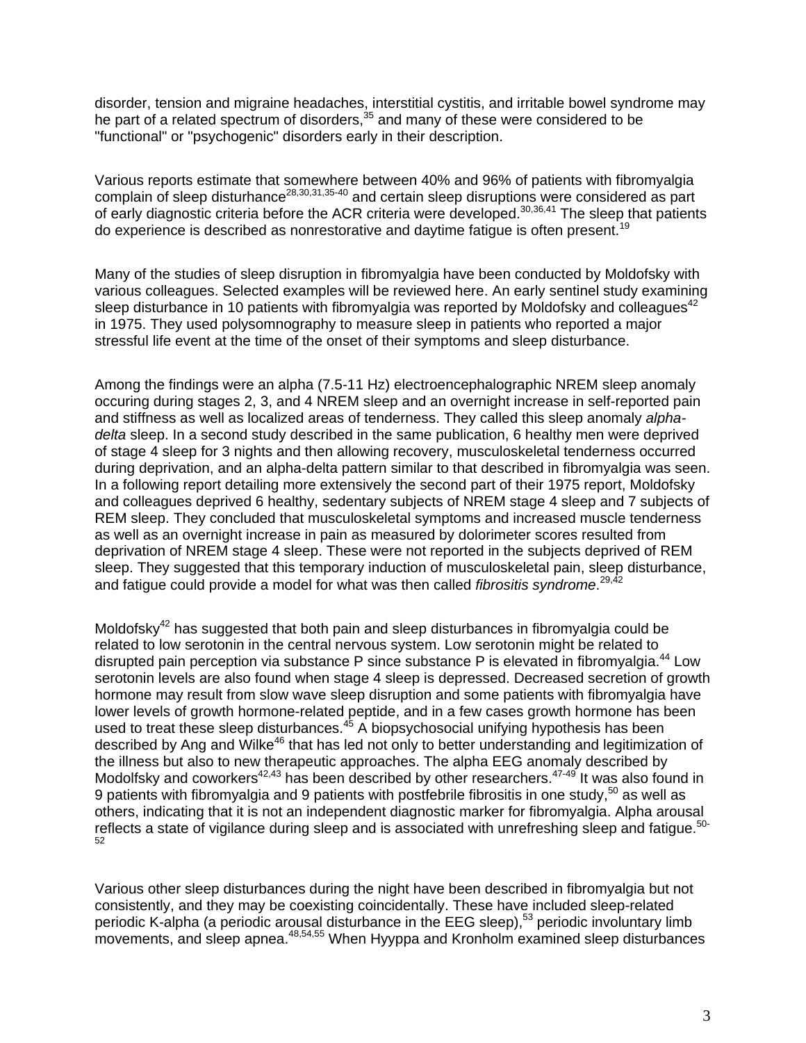disorder, tension and migraine headaches, interstitial cystitis, and irritable bowel syndrome may he part of a related spectrum of disorders,[35] and many of these were considered to be "functional" or "psychogenic" disorders early in their description.

Various reports estimate that somewhere between 40% and 96% of patients with fibromyalgia complain of sleep disturhance[28,30,31,35-40] and certain sleep disruptions were considered as part of early diagnostic criteria before the ACR criteria were developed.[30,36,41] The sleep that patients do experience is described as nonrestorative and daytime fatigue is often present.[19]

Many of the studies of sleep disruption in fibromyalgia have been conducted by Moldofsky with various colleagues. Selected examples will be reviewed here. An early sentinel study examining sleep disturbance in 10 patients with fibromyalgia was reported by Moldofsky and colleagues[42] in 1975. They used polysomnography to measure sleep in patients who reported a major stressful life event at the time of the onset of their symptoms and sleep disturbance.

Among the findings were an alpha (7.5-11 Hz) electroencephalographic NREM sleep anomaly occuring during stages 2, 3, and 4 NREM sleep and an overnight increase in self-reported pain and stiffness as well as localized areas of tenderness. They called this sleep anomaly *alpha-delta* sleep. In a second study described in the same publication, 6 healthy men were deprived of stage 4 sleep for 3 nights and then allowing recovery, musculoskeletal tenderness occurred during deprivation, and an alpha-delta pattern similar to that described in fibromyalgia was seen. In a following report detailing more extensively the second part of their 1975 report, Moldofsky and colleagues deprived 6 healthy, sedentary subjects of NREM stage 4 sleep and 7 subjects of REM sleep. They concluded that musculoskeletal symptoms and increased muscle tenderness as well as an overnight increase in pain as measured by dolorimeter scores resulted from deprivation of NREM stage 4 sleep. These were not reported in the subjects deprived of REM sleep. They suggested that this temporary induction of musculoskeletal pain, sleep disturbance, and fatigue could provide a model for what was then called *fibrositis syndrome*.[29,42]

Moldofsky[42] has suggested that both pain and sleep disturbances in fibromyalgia could be related to low serotonin in the central nervous system. Low serotonin might be related to disrupted pain perception via substance P since substance P is elevated in fibromyalgia.[44] Low serotonin levels are also found when stage 4 sleep is depressed. Decreased secretion of growth hormone may result from slow wave sleep disruption and some patients with fibromyalgia have lower levels of growth hormone-related peptide, and in a few cases growth hormone has been used to treat these sleep disturbances.[45] A biopsychosocial unifying hypothesis has been described by Ang and Wilke[46] that has led not only to better understanding and legitimization of the illness but also to new therapeutic approaches. The alpha EEG anomaly described by Modolfsky and coworkers[42,43] has been described by other researchers.[47-49] It was also found in 9 patients with fibromyalgia and 9 patients with postfebrile fibrositis in one study,[50] as well as others, indicating that it is not an independent diagnostic marker for fibromyalgia. Alpha arousal reflects a state of vigilance during sleep and is associated with unrefreshing sleep and fatigue.[50-52]

Various other sleep disturbances during the night have been described in fibromyalgia but not consistently, and they may be coexisting coincidentally. These have included sleep-related periodic K-alpha (a periodic arousal disturbance in the EEG sleep),[53] periodic involuntary limb movements, and sleep apnea.[48,54,55] When Hyyppa and Kronholm examined sleep disturbances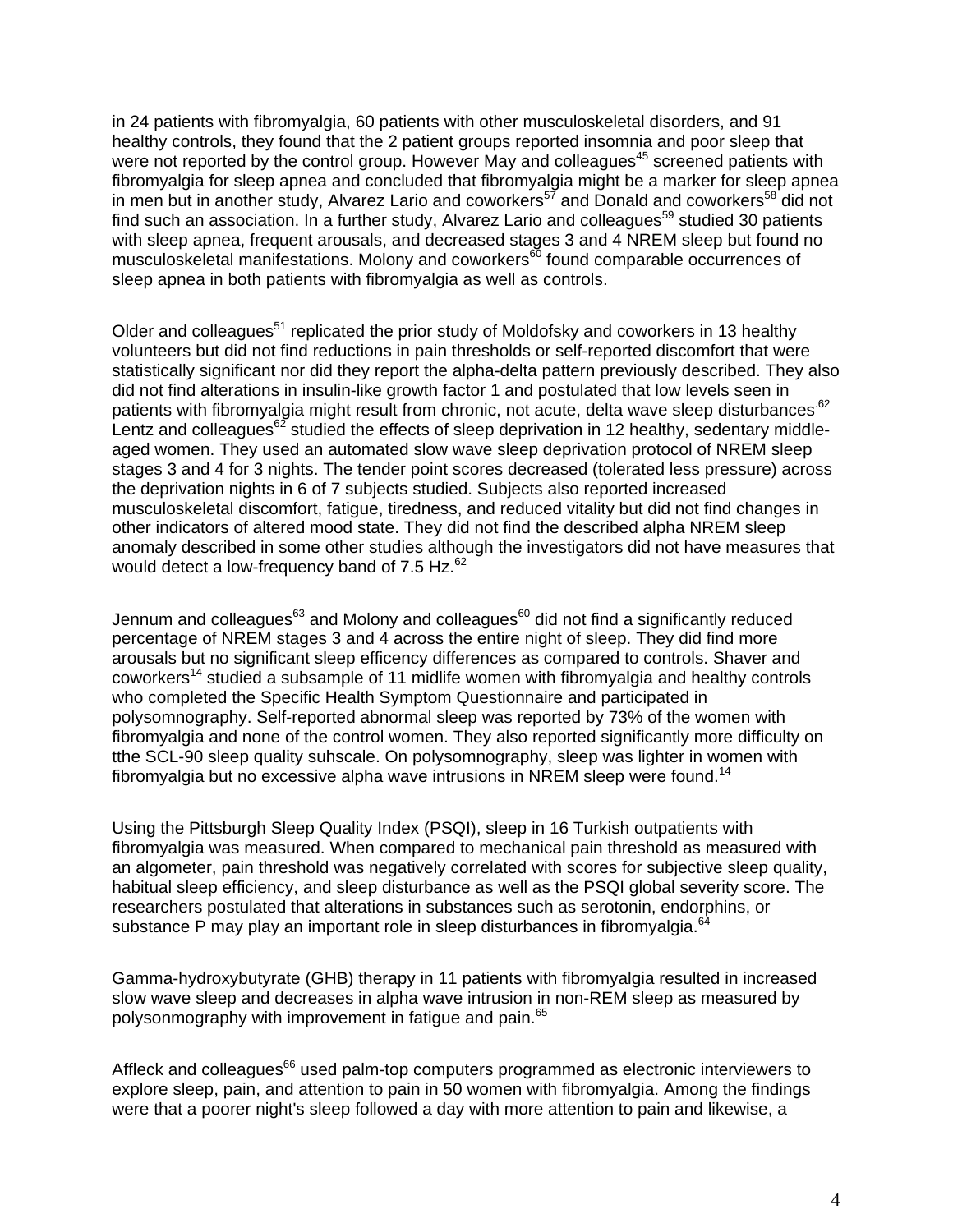in 24 patients with fibromyalgia, 60 patients with other musculoskeletal disorders, and 91 healthy controls, they found that the 2 patient groups reported insomnia and poor sleep that were not reported by the control group. However May and colleagues[45] screened patients with fibromyalgia for sleep apnea and concluded that fibromyalgia might be a marker for sleep apnea in men but in another study, Alvarez Lario and coworkers[57] and Donald and coworkers[58] did not find such an association. In a further study, Alvarez Lario and colleagues[59] studied 30 patients with sleep apnea, frequent arousals, and decreased stages 3 and 4 NREM sleep but found no musculoskeletal manifestations. Molony and coworkers[60] found comparable occurrences of sleep apnea in both patients with fibromyalgia as well as controls.

Older and colleagues[51] replicated the prior study of Moldofsky and coworkers in 13 healthy volunteers but did not find reductions in pain thresholds or self-reported discomfort that were statistically significant nor did they report the alpha-delta pattern previously described. They also did not find alterations in insulin-like growth factor 1 and postulated that low levels seen in patients with fibromyalgia might result from chronic, not acute, delta wave sleep disturbances.[62] Lentz and colleagues[62] studied the effects of sleep deprivation in 12 healthy, sedentary middle-aged women. They used an automated slow wave sleep deprivation protocol of NREM sleep stages 3 and 4 for 3 nights. The tender point scores decreased (tolerated less pressure) across the deprivation nights in 6 of 7 subjects studied. Subjects also reported increased musculoskeletal discomfort, fatigue, tiredness, and reduced vitality but did not find changes in other indicators of altered mood state. They did not find the described alpha NREM sleep anomaly described in some other studies although the investigators did not have measures that would detect a low-frequency band of 7.5 Hz.[62]

Jennum and colleagues[63] and Molony and colleagues[60] did not find a significantly reduced percentage of NREM stages 3 and 4 across the entire night of sleep. They did find more arousals but no significant sleep efficency differences as compared to controls. Shaver and coworkers[14] studied a subsample of 11 midlife women with fibromyalgia and healthy controls who completed the Specific Health Symptom Questionnaire and participated in polysomnography. Self-reported abnormal sleep was reported by 73% of the women with fibromyalgia and none of the control women. They also reported significantly more difficulty on tthe SCL-90 sleep quality suhscale. On polysomnography, sleep was lighter in women with fibromyalgia but no excessive alpha wave intrusions in NREM sleep were found.[14]

Using the Pittsburgh Sleep Quality Index (PSQI), sleep in 16 Turkish outpatients with fibromyalgia was measured. When compared to mechanical pain threshold as measured with an algometer, pain threshold was negatively correlated with scores for subjective sleep quality, habitual sleep efficiency, and sleep disturbance as well as the PSQI global severity score. The researchers postulated that alterations in substances such as serotonin, endorphins, or substance P may play an important role in sleep disturbances in fibromyalgia.[64]

Gamma-hydroxybutyrate (GHB) therapy in 11 patients with fibromyalgia resulted in increased slow wave sleep and decreases in alpha wave intrusion in non-REM sleep as measured by polysonmography with improvement in fatigue and pain.[65]

Affleck and colleagues[66] used palm-top computers programmed as electronic interviewers to explore sleep, pain, and attention to pain in 50 women with fibromyalgia. Among the findings were that a poorer night's sleep followed a day with more attention to pain and likewise, a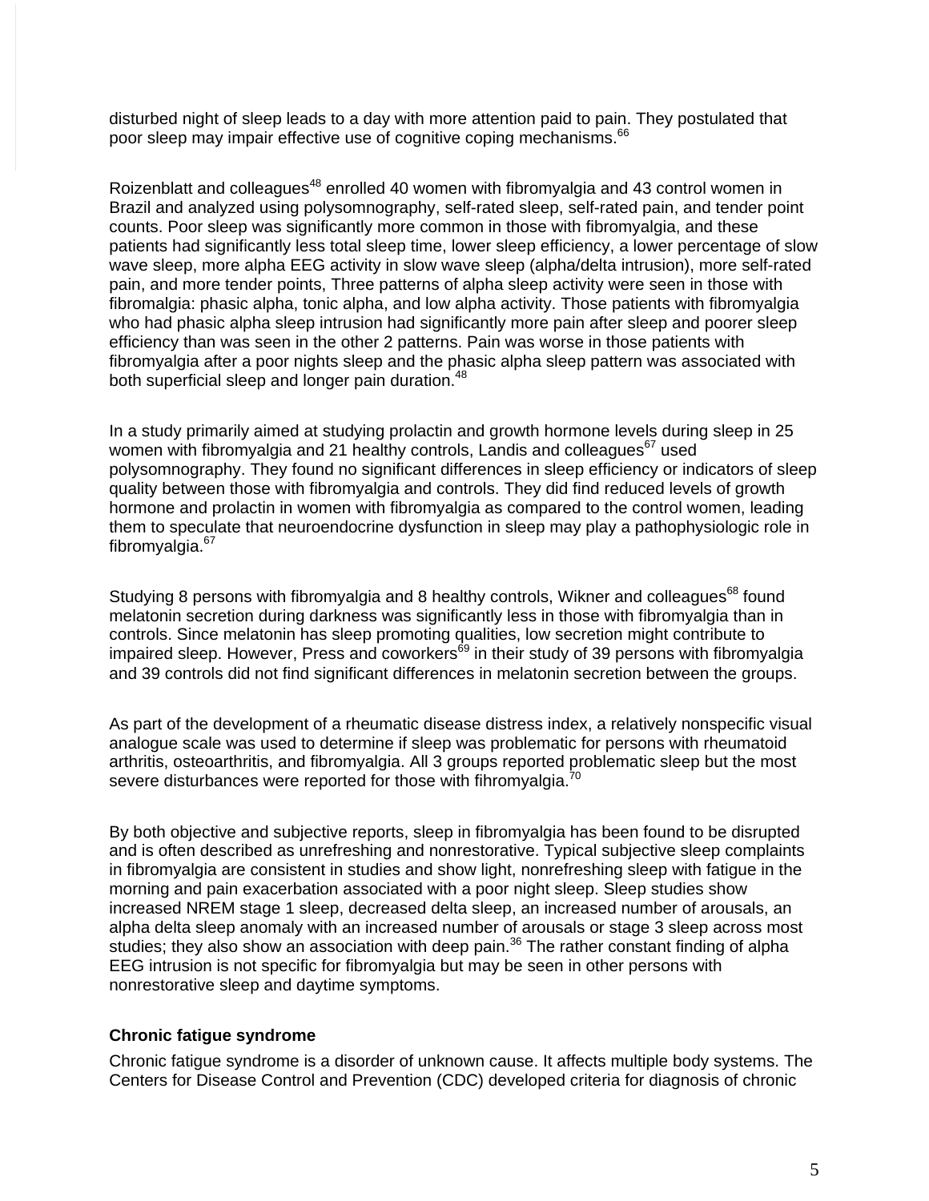disturbed night of sleep leads to a day with more attention paid to pain. They postulated that poor sleep may impair effective use of cognitive coping mechanisms.[66]

Roizenblatt and colleagues[48] enrolled 40 women with fibromyalgia and 43 control women in Brazil and analyzed using polysomnography, self-rated sleep, self-rated pain, and tender point counts. Poor sleep was significantly more common in those with fibromyalgia, and these patients had significantly less total sleep time, lower sleep efficiency, a lower percentage of slow wave sleep, more alpha EEG activity in slow wave sleep (alpha/delta intrusion), more self-rated pain, and more tender points, Three patterns of alpha sleep activity were seen in those with fibromalgia: phasic alpha, tonic alpha, and low alpha activity. Those patients with fibromyalgia who had phasic alpha sleep intrusion had significantly more pain after sleep and poorer sleep efficiency than was seen in the other 2 patterns. Pain was worse in those patients with fibromyalgia after a poor nights sleep and the phasic alpha sleep pattern was associated with both superficial sleep and longer pain duration.[48]

In a study primarily aimed at studying prolactin and growth hormone levels during sleep in 25 women with fibromyalgia and 21 healthy controls, Landis and colleagues[67] used polysomnography. They found no significant differences in sleep efficiency or indicators of sleep quality between those with fibromyalgia and controls. They did find reduced levels of growth hormone and prolactin in women with fibromyalgia as compared to the control women, leading them to speculate that neuroendocrine dysfunction in sleep may play a pathophysiologic role in fibromyalgia.[67]

Studying 8 persons with fibromyalgia and 8 healthy controls, Wikner and colleagues[68] found melatonin secretion during darkness was significantly less in those with fibromyalgia than in controls. Since melatonin has sleep promoting qualities, low secretion might contribute to impaired sleep. However, Press and coworkers[69] in their study of 39 persons with fibromyalgia and 39 controls did not find significant differences in melatonin secretion between the groups.

As part of the development of a rheumatic disease distress index, a relatively nonspecific visual analogue scale was used to determine if sleep was problematic for persons with rheumatoid arthritis, osteoarthritis, and fibromyalgia. All 3 groups reported problematic sleep but the most severe disturbances were reported for those with fihromyalgia.[70]

By both objective and subjective reports, sleep in fibromyalgia has been found to be disrupted and is often described as unrefreshing and nonrestorative. Typical subjective sleep complaints in fibromyalgia are consistent in studies and show light, nonrefreshing sleep with fatigue in the morning and pain exacerbation associated with a poor night sleep. Sleep studies show increased NREM stage 1 sleep, decreased delta sleep, an increased number of arousals, an alpha delta sleep anomaly with an increased number of arousals or stage 3 sleep across most studies; they also show an association with deep pain.[36] The rather constant finding of alpha EEG intrusion is not specific for fibromyalgia but may be seen in other persons with nonrestorative sleep and daytime symptoms.

### Chronic fatigue syndrome

Chronic fatigue syndrome is a disorder of unknown cause. It affects multiple body systems. The Centers for Disease Control and Prevention (CDC) developed criteria for diagnosis of chronic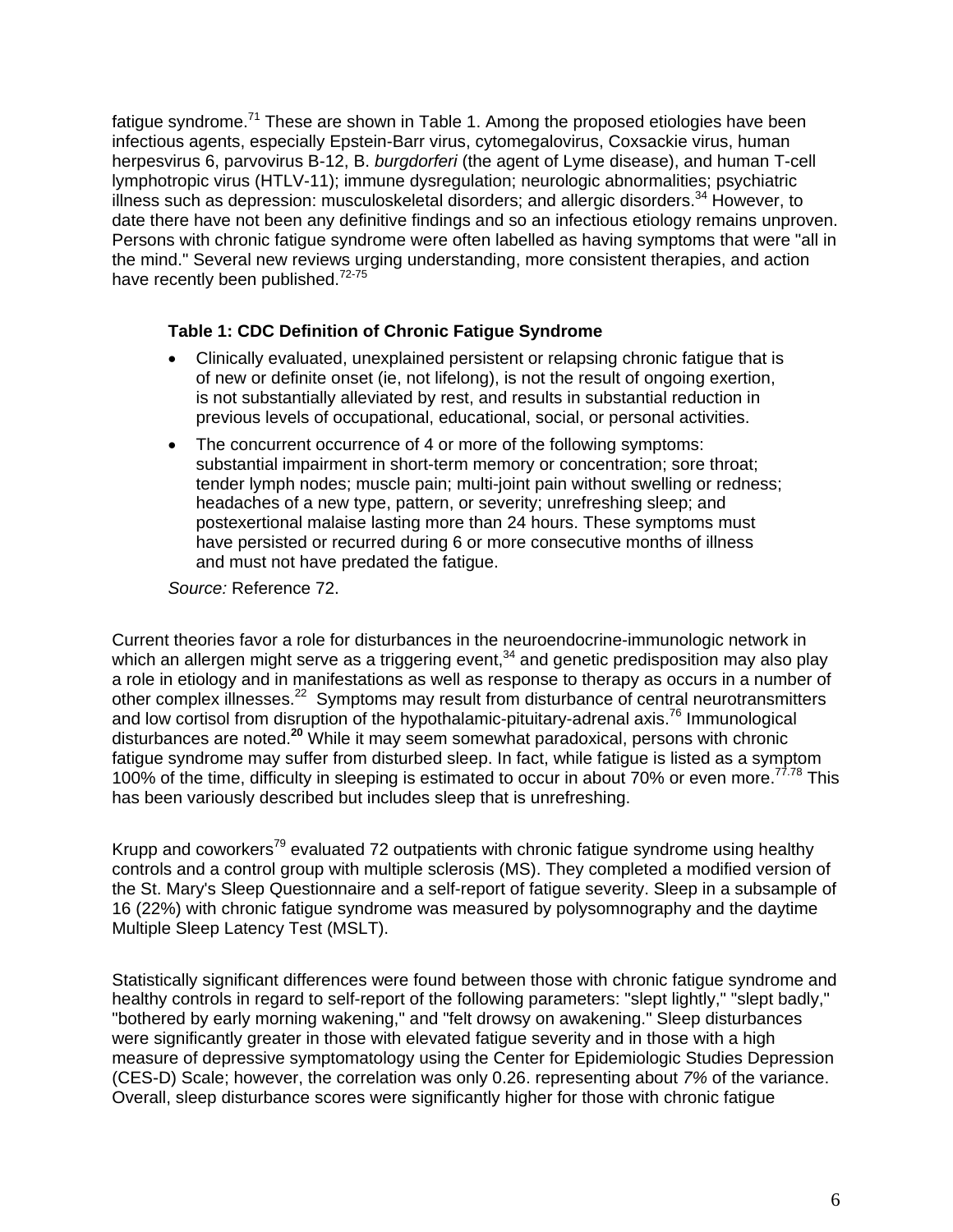fatigue syndrome.[71] These are shown in Table 1. Among the proposed etiologies have been infectious agents, especially Epstein-Barr virus, cytomegalovirus, Coxsackie virus, human herpesvirus 6, parvovirus B-12, B. *burgdorferi* (the agent of Lyme disease), and human T-cell lymphotropic virus (HTLV-11); immune dysregulation; neurologic abnormalities; psychiatric illness such as depression: musculoskeletal disorders; and allergic disorders.[34] However, to date there have not been any definitive findings and so an infectious etiology remains unproven. Persons with chronic fatigue syndrome were often labelled as having symptoms that were "all in the mind." Several new reviews urging understanding, more consistent therapies, and action have recently been published.[72-75]

**Table 1: CDC Definition of Chronic Fatigue Syndrome**

- Clinically evaluated, unexplained persistent or relapsing chronic fatigue that is of new or definite onset (ie, not lifelong), is not the result of ongoing exertion, is not substantially alleviated by rest, and results in substantial reduction in previous levels of occupational, educational, social, or personal activities.
- The concurrent occurrence of 4 or more of the following symptoms: substantial impairment in short-term memory or concentration; sore throat; tender lymph nodes; muscle pain; multi-joint pain without swelling or redness; headaches of a new type, pattern, or severity; unrefreshing sleep; and postexertional malaise lasting more than 24 hours. These symptoms must have persisted or recurred during 6 or more consecutive months of illness and must not have predated the fatigue.

*Source:* Reference 72.

Current theories favor a role for disturbances in the neuroendocrine-immunologic network in which an allergen might serve as a triggering event,[34] and genetic predisposition may also play a role in etiology and in manifestations as well as response to therapy as occurs in a number of other complex illnesses.[22] Symptoms may result from disturbance of central neurotransmitters and low cortisol from disruption of the hypothalamic-pituitary-adrenal axis.[76] Immunological disturbances are noted.[20] While it may seem somewhat paradoxical, persons with chronic fatigue syndrome may suffer from disturbed sleep. In fact, while fatigue is listed as a symptom 100% of the time, difficulty in sleeping is estimated to occur in about 70% or even more.[77,78] This has been variously described but includes sleep that is unrefreshing.

Krupp and coworkers[79] evaluated 72 outpatients with chronic fatigue syndrome using healthy controls and a control group with multiple sclerosis (MS). They completed a modified version of the St. Mary's Sleep Questionnaire and a self-report of fatigue severity. Sleep in a subsample of 16 (22%) with chronic fatigue syndrome was measured by polysomnography and the daytime Multiple Sleep Latency Test (MSLT).

Statistically significant differences were found between those with chronic fatigue syndrome and healthy controls in regard to self-report of the following parameters: "slept lightly," "slept badly," "bothered by early morning wakening," and "felt drowsy on awakening." Sleep disturbances were significantly greater in those with elevated fatigue severity and in those with a high measure of depressive symptomatology using the Center for Epidemiologic Studies Depression (CES-D) Scale; however, the correlation was only 0.26. representing about *7%* of the variance. Overall, sleep disturbance scores were significantly higher for those with chronic fatigue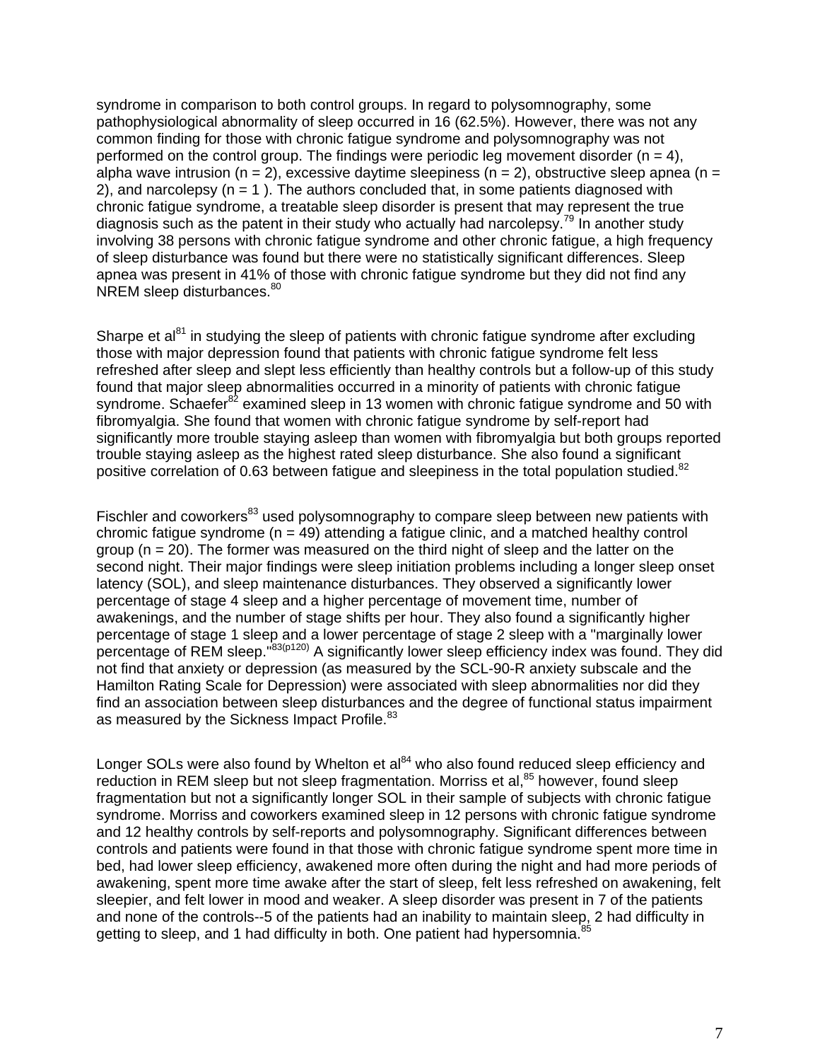syndrome in comparison to both control groups. In regard to polysomnography, some pathophysiological abnormality of sleep occurred in 16 (62.5%). However, there was not any common finding for those with chronic fatigue syndrome and polysomnography was not performed on the control group. The findings were periodic leg movement disorder (n = 4), alpha wave intrusion (n = 2), excessive daytime sleepiness (n = 2), obstructive sleep apnea (n = 2), and narcolepsy (n = 1 ). The authors concluded that, in some patients diagnosed with chronic fatigue syndrome, a treatable sleep disorder is present that may represent the true diagnosis such as the patent in their study who actually had narcolepsy.[79] In another study involving 38 persons with chronic fatigue syndrome and other chronic fatigue, a high frequency of sleep disturbance was found but there were no statistically significant differences. Sleep apnea was present in 41% of those with chronic fatigue syndrome but they did not find any NREM sleep disturbances.[80]

Sharpe et al[81] in studying the sleep of patients with chronic fatigue syndrome after excluding those with major depression found that patients with chronic fatigue syndrome felt less refreshed after sleep and slept less efficiently than healthy controls but a follow-up of this study found that major sleep abnormalities occurred in a minority of patients with chronic fatigue syndrome. Schaefer[82] examined sleep in 13 women with chronic fatigue syndrome and 50 with fibromyalgia. She found that women with chronic fatigue syndrome by self-report had significantly more trouble staying asleep than women with fibromyalgia but both groups reported trouble staying asleep as the highest rated sleep disturbance. She also found a significant positive correlation of 0.63 between fatigue and sleepiness in the total population studied.[82]

Fischler and coworkers[83] used polysomnography to compare sleep between new patients with chromic fatigue syndrome (n = 49) attending a fatigue clinic, and a matched healthy control group (n = 20). The former was measured on the third night of sleep and the latter on the second night. Their major findings were sleep initiation problems including a longer sleep onset latency (SOL), and sleep maintenance disturbances. They observed a significantly lower percentage of stage 4 sleep and a higher percentage of movement time, number of awakenings, and the number of stage shifts per hour. They also found a significantly higher percentage of stage 1 sleep and a lower percentage of stage 2 sleep with a "marginally lower percentage of REM sleep."[83(p120)] A significantly lower sleep efficiency index was found. They did not find that anxiety or depression (as measured by the SCL-90-R anxiety subscale and the Hamilton Rating Scale for Depression) were associated with sleep abnormalities nor did they find an association between sleep disturbances and the degree of functional status impairment as measured by the Sickness Impact Profile.[83]

Longer SOLs were also found by Whelton et al[84] who also found reduced sleep efficiency and reduction in REM sleep but not sleep fragmentation. Morriss et al,[85] however, found sleep fragmentation but not a significantly longer SOL in their sample of subjects with chronic fatigue syndrome. Morriss and coworkers examined sleep in 12 persons with chronic fatigue syndrome and 12 healthy controls by self-reports and polysomnography. Significant differences between controls and patients were found in that those with chronic fatigue syndrome spent more time in bed, had lower sleep efficiency, awakened more often during the night and had more periods of awakening, spent more time awake after the start of sleep, felt less refreshed on awakening, felt sleepier, and felt lower in mood and weaker. A sleep disorder was present in 7 of the patients and none of the controls--5 of the patients had an inability to maintain sleep, 2 had difficulty in getting to sleep, and 1 had difficulty in both. One patient had hypersomnia.[85]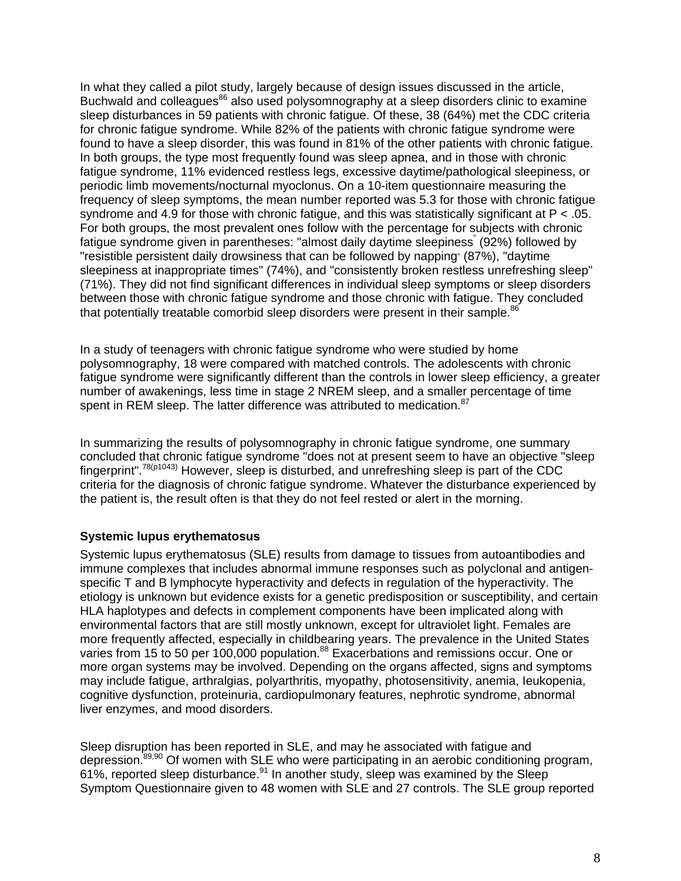In what they called a pilot study, largely because of design issues discussed in the article, Buchwald and colleagues[86] also used polysomnography at a sleep disorders clinic to examine sleep disturbances in 59 patients with chronic fatigue. Of these, 38 (64%) met the CDC criteria for chronic fatigue syndrome. While 82% of the patients with chronic fatigue syndrome were found to have a sleep disorder, this was found in 81% of the other patients with chronic fatigue. In both groups, the type most frequently found was sleep apnea, and in those with chronic fatigue syndrome, 11% evidenced restless legs, excessive daytime/pathological sleepiness, or periodic limb movements/nocturnal myoclonus. On a 10-item questionnaire measuring the frequency of sleep symptoms, the mean number reported was 5.3 for those with chronic fatigue syndrome and 4.9 for those with chronic fatigue, and this was statistically significant at $P < .05$. For both groups, the most prevalent ones follow with the percentage for subjects with chronic fatigue syndrome given in parentheses: "almost daily daytime sleepiness" (92%) followed by "resistible persistent daily drowsiness that can be followed by napping" (87%), "daytime sleepiness at inappropriate times" (74%), and "consistently broken restless unrefreshing sleep" (71%). They did not find significant differences in individual sleep symptoms or sleep disorders between those with chronic fatigue syndrome and those chronic with fatigue. They concluded that potentially treatable comorbid sleep disorders were present in their sample.[86]

In a study of teenagers with chronic fatigue syndrome who were studied by home polysomnography, 18 were compared with matched controls. The adolescents with chronic fatigue syndrome were significantly different than the controls in lower sleep efficiency, a greater number of awakenings, less time in stage 2 NREM sleep, and a smaller percentage of time spent in REM sleep. The latter difference was attributed to medication.[87]

In summarizing the results of polysomnography in chronic fatigue syndrome, one summary concluded that chronic fatigue syndrome "does not at present seem to have an objective "sleep fingerprint".[78(p1043)] However, sleep is disturbed, and unrefreshing sleep is part of the CDC criteria for the diagnosis of chronic fatigue syndrome. Whatever the disturbance experienced by the patient is, the result often is that they do not feel rested or alert in the morning.

**Systemic lupus erythematosus**

Systemic lupus erythematosus (SLE) results from damage to tissues from autoantibodies and immune complexes that includes abnormal immune responses such as polyclonal and antigen-specific T and B lymphocyte hyperactivity and defects in regulation of the hyperactivity. The etiology is unknown but evidence exists for a genetic predisposition or susceptibility, and certain HLA haplotypes and defects in complement components have been implicated along with environmental factors that are still mostly unknown, except for ultraviolet light. Females are more frequently affected, especially in childbearing years. The prevalence in the United States varies from 15 to 50 per 100,000 population.[88] Exacerbations and remissions occur. One or more organ systems may be involved. Depending on the organs affected, signs and symptoms may include fatigue, arthralgias, polyarthritis, myopathy, photosensitivity, anemia, leukopenia, cognitive dysfunction, proteinuria, cardiopulmonary features, nephrotic syndrome, abnormal liver enzymes, and mood disorders.

Sleep disruption has been reported in SLE, and may he associated with fatigue and depression.[89,90] Of women with SLE who were participating in an aerobic conditioning program, 61%, reported sleep disturbance.[91] In another study, sleep was examined by the Sleep Symptom Questionnaire given to 48 women with SLE and 27 controls. The SLE group reported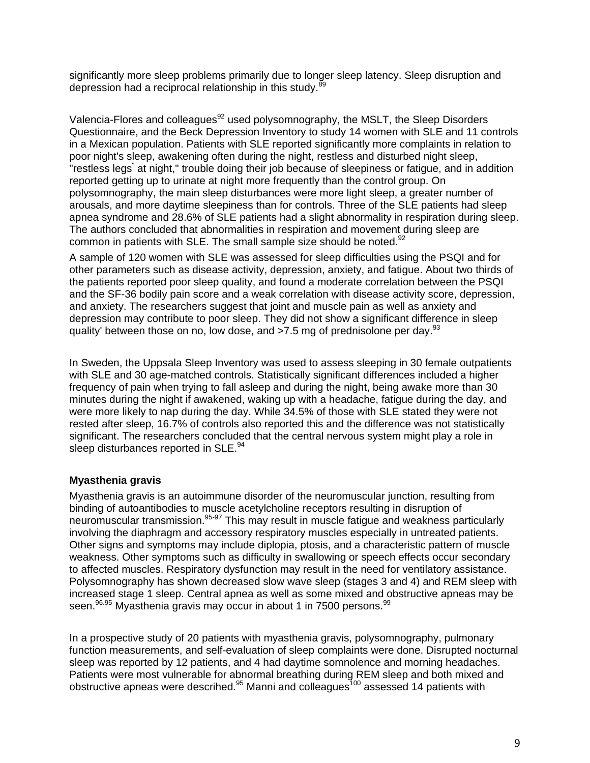significantly more sleep problems primarily due to longer sleep latency. Sleep disruption and depression had a reciprocal relationship in this study.[89]

Valencia-Flores and colleagues[92] used polysomnography, the MSLT, the Sleep Disorders Questionnaire, and the Beck Depression Inventory to study 14 women with SLE and 11 controls in a Mexican population. Patients with SLE reported significantly more complaints in relation to poor night's sleep, awakening often during the night, restless and disturbed night sleep, "restless legs" at night," trouble doing their job because of sleepiness or fatigue, and in addition reported getting up to urinate at night more frequently than the control group. On polysomnography, the main sleep disturbances were more light sleep, a greater number of arousals, and more daytime sleepiness than for controls. Three of the SLE patients had sleep apnea syndrome and 28.6% of SLE patients had a slight abnormality in respiration during sleep. The authors concluded that abnormalities in respiration and movement during sleep are common in patients with SLE. The small sample size should be noted.[92]

A sample of 120 women with SLE was assessed for sleep difficulties using the PSQI and for other parameters such as disease activity, depression, anxiety, and fatigue. About two thirds of the patients reported poor sleep quality, and found a moderate correlation between the PSQI and the SF-36 bodily pain score and a weak correlation with disease activity score, depression, and anxiety. The researchers suggest that joint and muscle pain as well as anxiety and depression may contribute to poor sleep. They did not show a significant difference in sleep quality' between those on no, low dose, and >7.5 mg of prednisolone per day.[93]

In Sweden, the Uppsala Sleep Inventory was used to assess sleeping in 30 female outpatients with SLE and 30 age-matched controls. Statistically significant differences included a higher frequency of pain when trying to fall asleep and during the night, being awake more than 30 minutes during the night if awakened, waking up with a headache, fatigue during the day, and were more likely to nap during the day. While 34.5% of those with SLE stated they were not rested after sleep, 16.7% of controls also reported this and the difference was not statistically significant. The researchers concluded that the central nervous system might play a role in sleep disturbances reported in SLE.[94]

**Myasthenia gravis**

Myasthenia gravis is an autoimmune disorder of the neuromuscular junction, resulting from binding of autoantibodies to muscle acetylcholine receptors resulting in disruption of neuromuscular transmission.[95-97] This may result in muscle fatigue and weakness particularly involving the diaphragm and accessory respiratory muscles especially in untreated patients. Other signs and symptoms may include diplopia, ptosis, and a characteristic pattern of muscle weakness. Other symptoms such as difficulty in swallowing or speech effects occur secondary to affected muscles. Respiratory dysfunction may result in the need for ventilatory assistance. Polysomnography has shown decreased slow wave sleep (stages 3 and 4) and REM sleep with increased stage 1 sleep. Central apnea as well as some mixed and obstructive apneas may be seen.[96,95] Myasthenia gravis may occur in about 1 in 7500 persons.[99]

In a prospective study of 20 patients with myasthenia gravis, polysomnography, pulmonary function measurements, and self-evaluation of sleep complaints were done. Disrupted nocturnal sleep was reported by 12 patients, and 4 had daytime somnolence and morning headaches. Patients were most vulnerable for abnormal breathing during REM sleep and both mixed and obstructive apneas were descrihed.[95] Manni and colleagues[100] assessed 14 patients with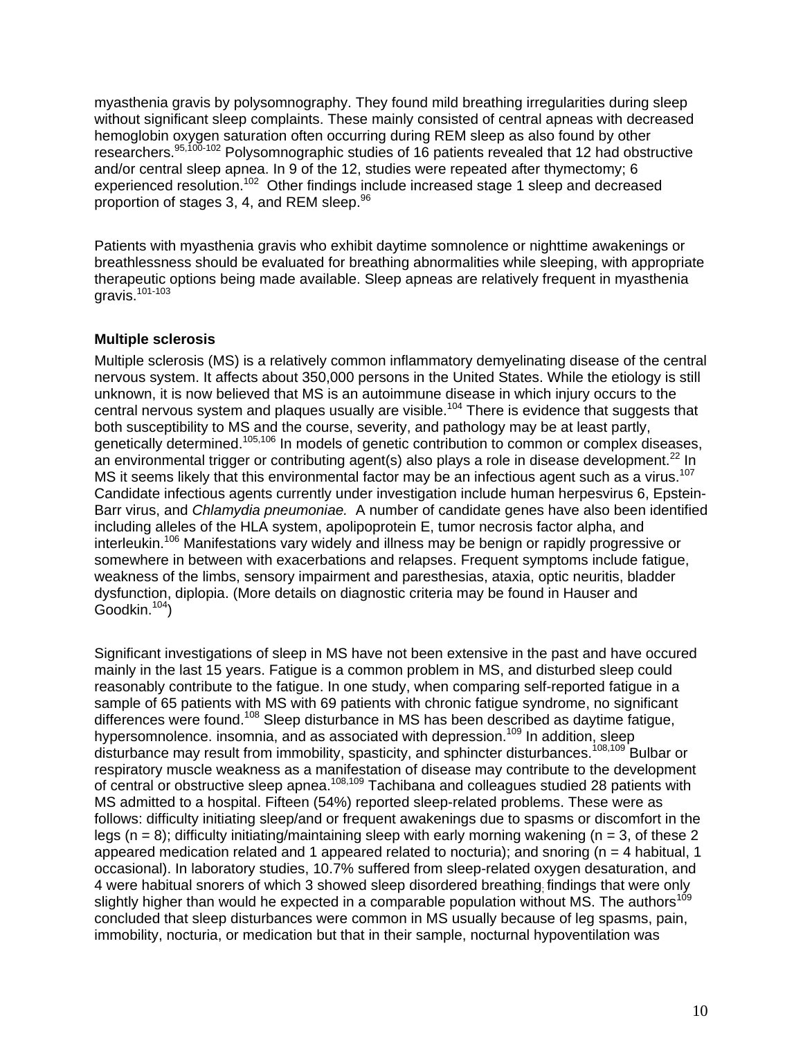myasthenia gravis by polysomnography. They found mild breathing irregularities during sleep without significant sleep complaints. These mainly consisted of central apneas with decreased hemoglobin oxygen saturation often occurring during REM sleep as also found by other researchers.[95,100-102] Polysomnographic studies of 16 patients revealed that 12 had obstructive and/or central sleep apnea. In 9 of the 12, studies were repeated after thymectomy; 6 experienced resolution.[102] Other findings include increased stage 1 sleep and decreased proportion of stages 3, 4, and REM sleep.[96]

Patients with myasthenia gravis who exhibit daytime somnolence or nighttime awakenings or breathlessness should be evaluated for breathing abnormalities while sleeping, with appropriate therapeutic options being made available. Sleep apneas are relatively frequent in myasthenia gravis.[101-103]

### Multiple sclerosis

Multiple sclerosis (MS) is a relatively common inflammatory demyelinating disease of the central nervous system. It affects about 350,000 persons in the United States. While the etiology is still unknown, it is now believed that MS is an autoimmune disease in which injury occurs to the central nervous system and plaques usually are visible.[104] There is evidence that suggests that both susceptibility to MS and the course, severity, and pathology may be at least partly, genetically determined.[105,106] In models of genetic contribution to common or complex diseases, an environmental trigger or contributing agent(s) also plays a role in disease development.[22] In MS it seems likely that this environmental factor may be an infectious agent such as a virus.[107] Candidate infectious agents currently under investigation include human herpesvirus 6, Epstein-Barr virus, and *Chlamydia pneumoniae.* A number of candidate genes have also been identified including alleles of the HLA system, apolipoprotein E, tumor necrosis factor alpha, and interleukin.[106] Manifestations vary widely and illness may be benign or rapidly progressive or somewhere in between with exacerbations and relapses. Frequent symptoms include fatigue, weakness of the limbs, sensory impairment and paresthesias, ataxia, optic neuritis, bladder dysfunction, diplopia. (More details on diagnostic criteria may be found in Hauser and Goodkin.[104])

Significant investigations of sleep in MS have not been extensive in the past and have occured mainly in the last 15 years. Fatigue is a common problem in MS, and disturbed sleep could reasonably contribute to the fatigue. In one study, when comparing self-reported fatigue in a sample of 65 patients with MS with 69 patients with chronic fatigue syndrome, no significant differences were found.[108] Sleep disturbance in MS has been described as daytime fatigue, hypersomnolence. insomnia, and as associated with depression.[109] In addition, sleep disturbance may result from immobility, spasticity, and sphincter disturbances.[108,109] Bulbar or respiratory muscle weakness as a manifestation of disease may contribute to the development of central or obstructive sleep apnea.[108,109] Tachibana and colleagues studied 28 patients with MS admitted to a hospital. Fifteen (54%) reported sleep-related problems. These were as follows: difficulty initiating sleep/and or frequent awakenings due to spasms or discomfort in the legs (n = 8); difficulty initiating/maintaining sleep with early morning wakening (n = 3, of these 2 appeared medication related and 1 appeared related to nocturia); and snoring (n = 4 habitual, 1 occasional). In laboratory studies, 10.7% suffered from sleep-related oxygen desaturation, and 4 were habitual snorers of which 3 showed sleep disordered breathing; findings that were only slightly higher than would he expected in a comparable population without MS. The authors[109] concluded that sleep disturbances were common in MS usually because of leg spasms, pain, immobility, nocturia, or medication but that in their sample, nocturnal hypoventilation was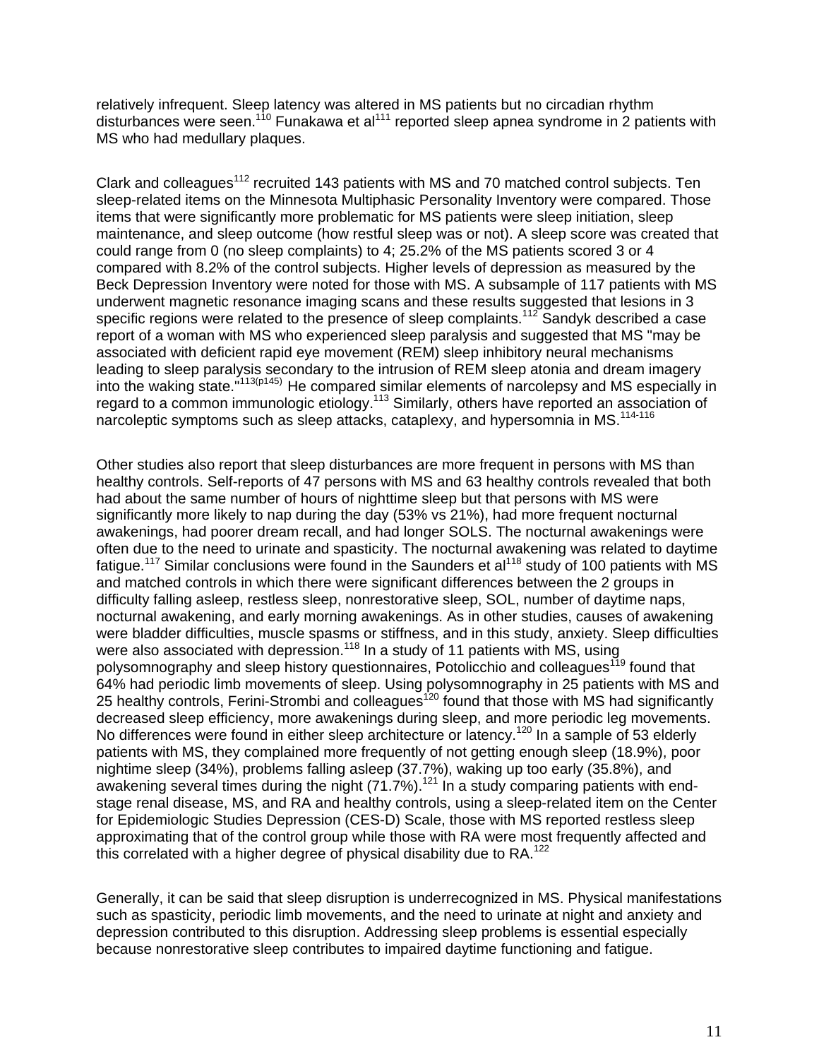relatively infrequent. Sleep latency was altered in MS patients but no circadian rhythm disturbances were seen.[110] Funakawa et al[111] reported sleep apnea syndrome in 2 patients with MS who had medullary plaques.

Clark and colleagues[112] recruited 143 patients with MS and 70 matched control subjects. Ten sleep-related items on the Minnesota Multiphasic Personality Inventory were compared. Those items that were significantly more problematic for MS patients were sleep initiation, sleep maintenance, and sleep outcome (how restful sleep was or not). A sleep score was created that could range from 0 (no sleep complaints) to 4; 25.2% of the MS patients scored 3 or 4 compared with 8.2% of the control subjects. Higher levels of depression as measured by the Beck Depression Inventory were noted for those with MS. A subsample of 117 patients with MS underwent magnetic resonance imaging scans and these results suggested that lesions in 3 specific regions were related to the presence of sleep complaints.[112] Sandyk described a case report of a woman with MS who experienced sleep paralysis and suggested that MS "may be associated with deficient rapid eye movement (REM) sleep inhibitory neural mechanisms leading to sleep paralysis secondary to the intrusion of REM sleep atonia and dream imagery into the waking state."[113(p145)] He compared similar elements of narcolepsy and MS especially in regard to a common immunologic etiology.[113] Similarly, others have reported an association of narcoleptic symptoms such as sleep attacks, cataplexy, and hypersomnia in MS.[114-116]

Other studies also report that sleep disturbances are more frequent in persons with MS than healthy controls. Self-reports of 47 persons with MS and 63 healthy controls revealed that both had about the same number of hours of nighttime sleep but that persons with MS were significantly more likely to nap during the day (53% vs 21%), had more frequent nocturnal awakenings, had poorer dream recall, and had longer SOLS. The nocturnal awakenings were often due to the need to urinate and spasticity. The nocturnal awakening was related to daytime fatigue.[117] Similar conclusions were found in the Saunders et al[118] study of 100 patients with MS and matched controls in which there were significant differences between the 2 groups in difficulty falling asleep, restless sleep, nonrestorative sleep, SOL, number of daytime naps, nocturnal awakening, and early morning awakenings. As in other studies, causes of awakening were bladder difficulties, muscle spasms or stiffness, and in this study, anxiety. Sleep difficulties were also associated with depression.[118] In a study of 11 patients with MS, using polysomnography and sleep history questionnaires, Potolicchio and colleagues[119] found that 64% had periodic limb movements of sleep. Using polysomnography in 25 patients with MS and 25 healthy controls, Ferini-Strombi and colleagues[120] found that those with MS had significantly decreased sleep efficiency, more awakenings during sleep, and more periodic leg movements. No differences were found in either sleep architecture or latency.[120] In a sample of 53 elderly patients with MS, they complained more frequently of not getting enough sleep (18.9%), poor nighttime sleep (34%), problems falling asleep (37.7%), waking up too early (35.8%), and awakening several times during the night (71.7%).[121] In a study comparing patients with end-stage renal disease, MS, and RA and healthy controls, using a sleep-related item on the Center for Epidemiologic Studies Depression (CES-D) Scale, those with MS reported restless sleep approximating that of the control group while those with RA were most frequently affected and this correlated with a higher degree of physical disability due to RA.[122]

Generally, it can be said that sleep disruption is underrecognized in MS. Physical manifestations such as spasticity, periodic limb movements, and the need to urinate at night and anxiety and depression contributed to this disruption. Addressing sleep problems is essential especially because nonrestorative sleep contributes to impaired daytime functioning and fatigue.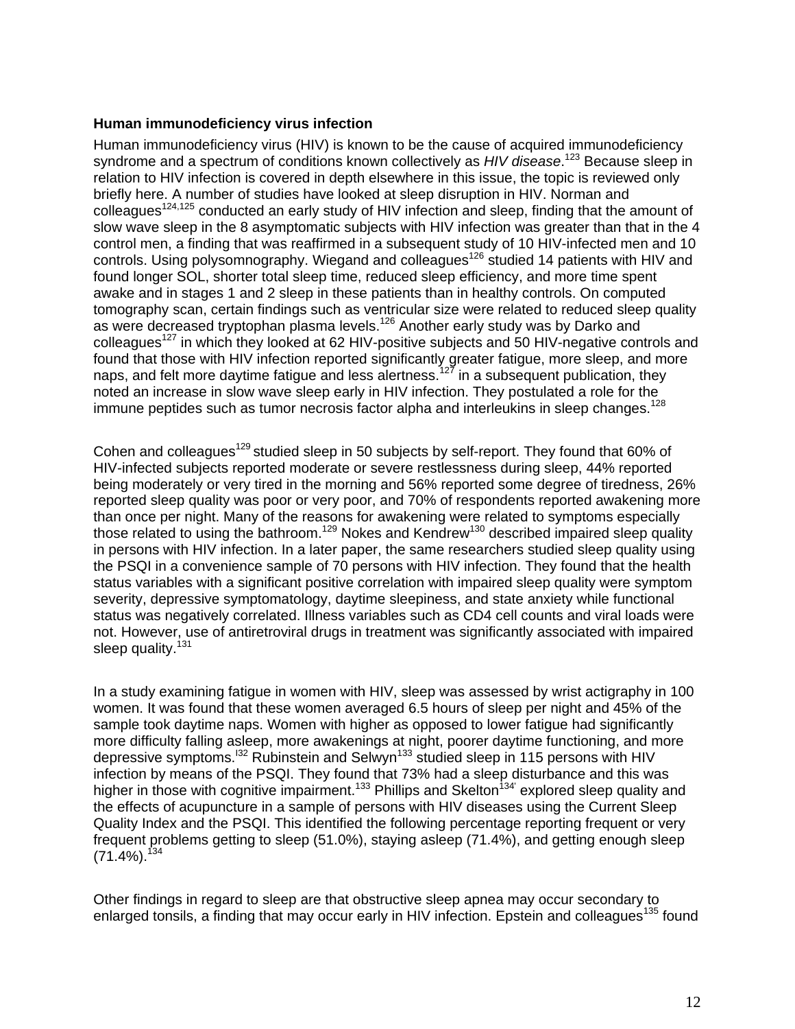**Human immunodeficiency virus infection**

Human immunodeficiency virus (HIV) is known to be the cause of acquired immunodeficiency syndrome and a spectrum of conditions known collectively as *HIV disease*.[123] Because sleep in relation to HIV infection is covered in depth elsewhere in this issue, the topic is reviewed only briefly here. A number of studies have looked at sleep disruption in HIV. Norman and colleagues[124,125] conducted an early study of HIV infection and sleep, finding that the amount of slow wave sleep in the 8 asymptomatic subjects with HIV infection was greater than that in the 4 control men, a finding that was reaffirmed in a subsequent study of 10 HIV-infected men and 10 controls. Using polysomnography. Wiegand and colleagues[126] studied 14 patients with HIV and found longer SOL, shorter total sleep time, reduced sleep efficiency, and more time spent awake and in stages 1 and 2 sleep in these patients than in healthy controls. On computed tomography scan, certain findings such as ventricular size were related to reduced sleep quality as were decreased tryptophan plasma levels.[126] Another early study was by Darko and colleagues[127] in which they looked at 62 HIV-positive subjects and 50 HIV-negative controls and found that those with HIV infection reported significantly greater fatigue, more sleep, and more naps, and felt more daytime fatigue and less alertness.[127] in a subsequent publication, they noted an increase in slow wave sleep early in HIV infection. They postulated a role for the immune peptides such as tumor necrosis factor alpha and interleukins in sleep changes.[128]

Cohen and colleagues[129] studied sleep in 50 subjects by self-report. They found that 60% of HIV-infected subjects reported moderate or severe restlessness during sleep, 44% reported being moderately or very tired in the morning and 56% reported some degree of tiredness, 26% reported sleep quality was poor or very poor, and 70% of respondents reported awakening more than once per night. Many of the reasons for awakening were related to symptoms especially those related to using the bathroom.[129] Nokes and Kendrew[130] described impaired sleep quality in persons with HIV infection. In a later paper, the same researchers studied sleep quality using the PSQI in a convenience sample of 70 persons with HIV infection. They found that the health status variables with a significant positive correlation with impaired sleep quality were symptom severity, depressive symptomatology, daytime sleepiness, and state anxiety while functional status was negatively correlated. Illness variables such as CD4 cell counts and viral loads were not. However, use of antiretroviral drugs in treatment was significantly associated with impaired sleep quality.[131]

In a study examining fatigue in women with HIV, sleep was assessed by wrist actigraphy in 100 women. It was found that these women averaged 6.5 hours of sleep per night and 45% of the sample took daytime naps. Women with higher as opposed to lower fatigue had significantly more difficulty falling asleep, more awakenings at night, poorer daytime functioning, and more depressive symptoms.[132] Rubinstein and Selwyn[133] studied sleep in 115 persons with HIV infection by means of the PSQI. They found that 73% had a sleep disturbance and this was higher in those with cognitive impairment.[133] Phillips and Skelton[134] explored sleep quality and the effects of acupuncture in a sample of persons with HIV diseases using the Current Sleep Quality Index and the PSQI. This identified the following percentage reporting frequent or very frequent problems getting to sleep (51.0%), staying asleep (71.4%), and getting enough sleep (71.4%).[134]

Other findings in regard to sleep are that obstructive sleep apnea may occur secondary to enlarged tonsils, a finding that may occur early in HIV infection. Epstein and colleagues[135] found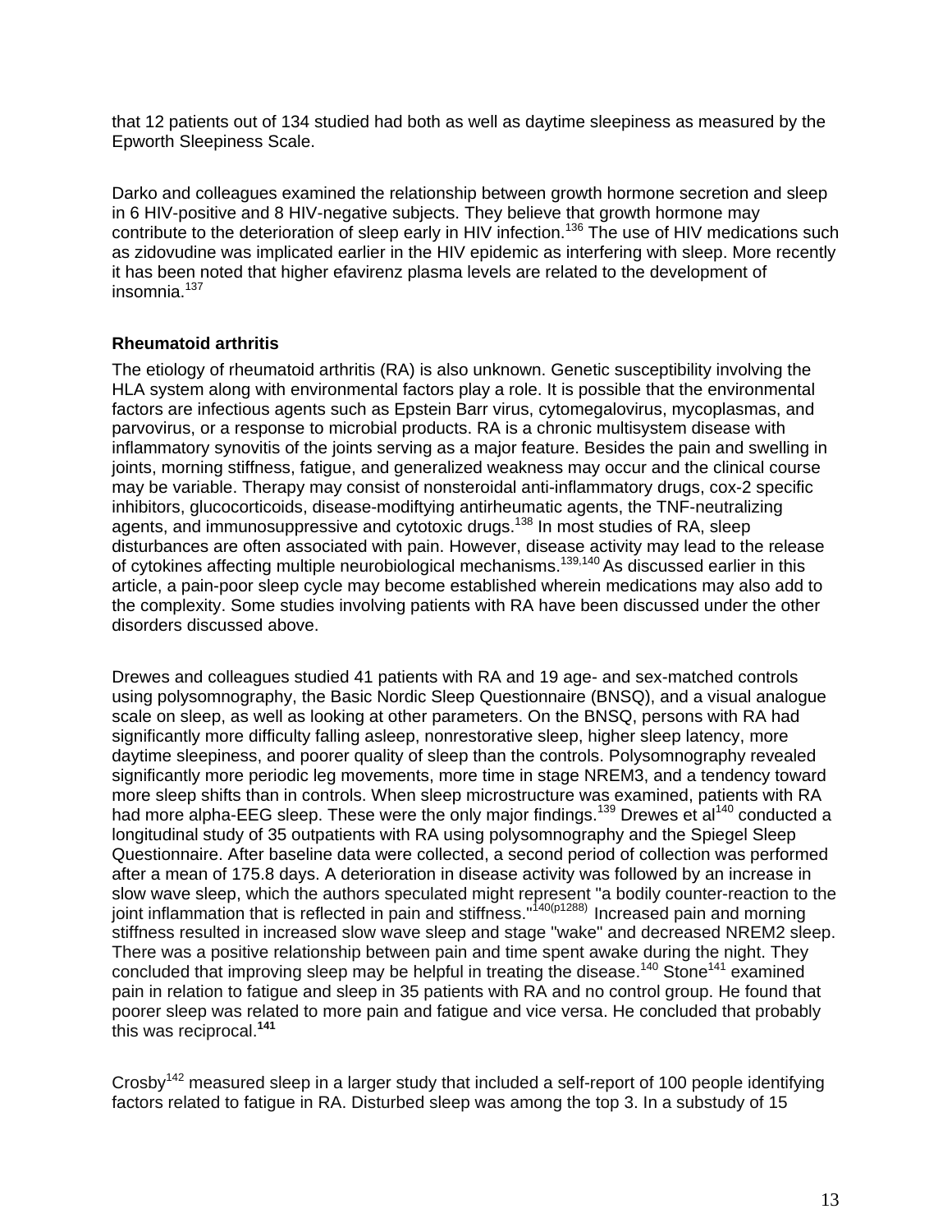that 12 patients out of 134 studied had both as well as daytime sleepiness as measured by the Epworth Sleepiness Scale.

Darko and colleagues examined the relationship between growth hormone secretion and sleep in 6 HIV-positive and 8 HIV-negative subjects. They believe that growth hormone may contribute to the deterioration of sleep early in HIV infection.[136] The use of HIV medications such as zidovudine was implicated earlier in the HIV epidemic as interfering with sleep. More recently it has been noted that higher efavirenz plasma levels are related to the development of insomnia.[137]

### Rheumatoid arthritis

The etiology of rheumatoid arthritis (RA) is also unknown. Genetic susceptibility involving the HLA system along with environmental factors play a role. It is possible that the environmental factors are infectious agents such as Epstein Barr virus, cytomegalovirus, mycoplasmas, and parvovirus, or a response to microbial products. RA is a chronic multisystem disease with inflammatory synovitis of the joints serving as a major feature. Besides the pain and swelling in joints, morning stiffness, fatigue, and generalized weakness may occur and the clinical course may be variable. Therapy may consist of nonsteroidal anti-inflammatory drugs, cox-2 specific inhibitors, glucocorticoids, disease-modiftying antirheumatic agents, the TNF-neutralizing agents, and immunosuppressive and cytotoxic drugs.[138] In most studies of RA, sleep disturbances are often associated with pain. However, disease activity may lead to the release of cytokines affecting multiple neurobiological mechanisms.[139,140] As discussed earlier in this article, a pain-poor sleep cycle may become established wherein medications may also add to the complexity. Some studies involving patients with RA have been discussed under the other disorders discussed above.

Drewes and colleagues studied 41 patients with RA and 19 age- and sex-matched controls using polysomnography, the Basic Nordic Sleep Questionnaire (BNSQ), and a visual analogue scale on sleep, as well as looking at other parameters. On the BNSQ, persons with RA had significantly more difficulty falling asleep, nonrestorative sleep, higher sleep latency, more daytime sleepiness, and poorer quality of sleep than the controls. Polysomnography revealed significantly more periodic leg movements, more time in stage NREM3, and a tendency toward more sleep shifts than in controls. When sleep microstructure was examined, patients with RA had more alpha-EEG sleep. These were the only major findings.[139] Drewes et al[140] conducted a longitudinal study of 35 outpatients with RA using polysomnography and the Spiegel Sleep Questionnaire. After baseline data were collected, a second period of collection was performed after a mean of 175.8 days. A deterioration in disease activity was followed by an increase in slow wave sleep, which the authors speculated might represent "a bodily counter-reaction to the joint inflammation that is reflected in pain and stiffness."[140(p1288)] Increased pain and morning stiffness resulted in increased slow wave sleep and stage "wake" and decreased NREM2 sleep. There was a positive relationship between pain and time spent awake during the night. They concluded that improving sleep may be helpful in treating the disease.[140] Stone[141] examined pain in relation to fatigue and sleep in 35 patients with RA and no control group. He found that poorer sleep was related to more pain and fatigue and vice versa. He concluded that probably this was reciprocal.[141]

Crosby[142] measured sleep in a larger study that included a self-report of 100 people identifying factors related to fatigue in RA. Disturbed sleep was among the top 3. In a substudy of 15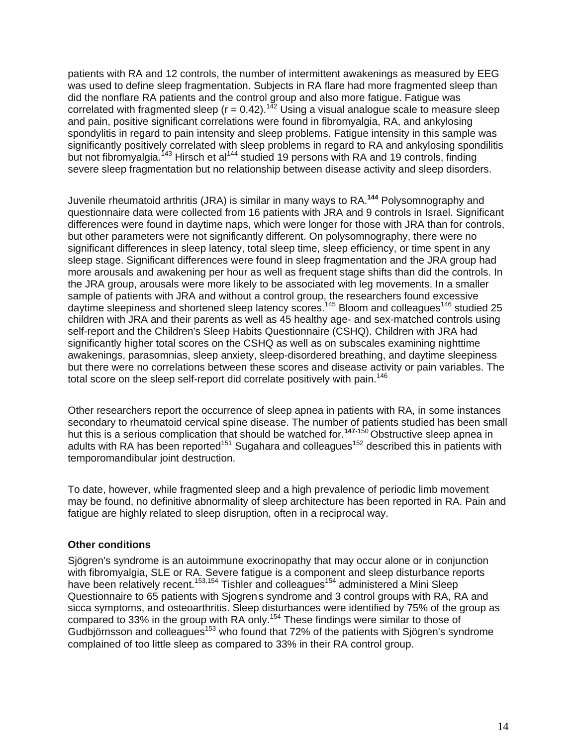patients with RA and 12 controls, the number of intermittent awakenings as measured by EEG was used to define sleep fragmentation. Subjects in RA flare had more fragmented sleep than did the nonflare RA patients and the control group and also more fatigue. Fatigue was correlated with fragmented sleep (r = 0.42).[142] Using a visual analogue scale to measure sleep and pain, positive significant correlations were found in fibromyalgia, RA, and ankylosing spondylitis in regard to pain intensity and sleep problems. Fatigue intensity in this sample was significantly positively correlated with sleep problems in regard to RA and ankylosing spondilitis but not fibromyalgia.[143] Hirsch et al[144] studied 19 persons with RA and 19 controls, finding severe sleep fragmentation but no relationship between disease activity and sleep disorders.

Juvenile rheumatoid arthritis (JRA) is similar in many ways to RA.[144] Polysomnography and questionnaire data were collected from 16 patients with JRA and 9 controls in Israel. Significant differences were found in daytime naps, which were longer for those with JRA than for controls, but other parameters were not significantly different. On polysomnography, there were no significant differences in sleep latency, total sleep time, sleep efficiency, or time spent in any sleep stage. Significant differences were found in sleep fragmentation and the JRA group had more arousals and awakening per hour as well as frequent stage shifts than did the controls. In the JRA group, arousals were more likely to be associated with leg movements. In a smaller sample of patients with JRA and without a control group, the researchers found excessive daytime sleepiness and shortened sleep latency scores.[145] Bloom and colleagues[146] studied 25 children with JRA and their parents as well as 45 healthy age- and sex-matched controls using self-report and the Children's Sleep Habits Questionnaire (CSHQ). Children with JRA had significantly higher total scores on the CSHQ as well as on subscales examining nighttime awakenings, parasomnias, sleep anxiety, sleep-disordered breathing, and daytime sleepiness but there were no correlations between these scores and disease activity or pain variables. The total score on the sleep self-report did correlate positively with pain.[146]

Other researchers report the occurrence of sleep apnea in patients with RA, in some instances secondary to rheumatoid cervical spine disease. The number of patients studied has been small hut this is a serious complication that should be watched for.[147-150] Obstructive sleep apnea in adults with RA has been reported[151] Sugahara and colleagues[152] described this in patients with temporomandibular joint destruction.

To date, however, while fragmented sleep and a high prevalence of periodic limb movement may be found, no definitive abnormality of sleep architecture has been reported in RA. Pain and fatigue are highly related to sleep disruption, often in a reciprocal way.

**Other conditions**

Sjögren's syndrome is an autoimmune exocrinopathy that may occur alone or in conjunction with fibromyalgia, SLE or RA. Severe fatigue is a component and sleep disturbance reports have been relatively recent.[153,154] Tishler and colleagues[154] administered a Mini Sleep Questionnaire to 65 patients with Sjogren's syndrome and 3 control groups with RA, RA and sicca symptoms, and osteoarthritis. Sleep disturbances were identified by 75% of the group as compared to 33% in the group with RA only.[154] These findings were similar to those of Gudbjörnsson and colleagues[153] who found that 72% of the patients with Sjögren's syndrome complained of too little sleep as compared to 33% in their RA control group.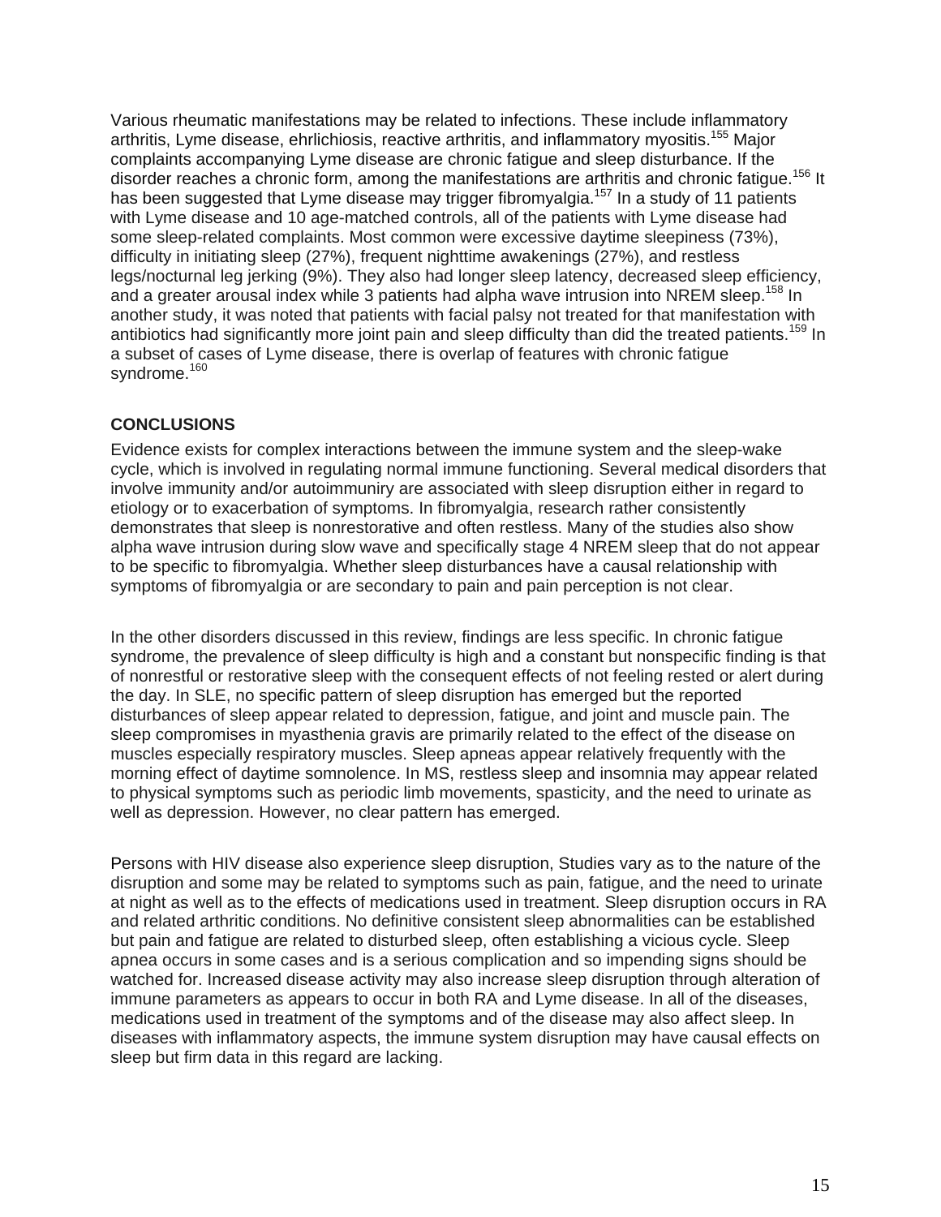Various rheumatic manifestations may be related to infections. These include inflammatory arthritis, Lyme disease, ehrlichiosis, reactive arthritis, and inflammatory myositis.[155] Major complaints accompanying Lyme disease are chronic fatigue and sleep disturbance. If the disorder reaches a chronic form, among the manifestations are arthritis and chronic fatigue.[156] It has been suggested that Lyme disease may trigger fibromyalgia.[157] In a study of 11 patients with Lyme disease and 10 age-matched controls, all of the patients with Lyme disease had some sleep-related complaints. Most common were excessive daytime sleepiness (73%), difficulty in initiating sleep (27%), frequent nighttime awakenings (27%), and restless legs/nocturnal leg jerking (9%). They also had longer sleep latency, decreased sleep efficiency, and a greater arousal index while 3 patients had alpha wave intrusion into NREM sleep.[158] In another study, it was noted that patients with facial palsy not treated for that manifestation with antibiotics had significantly more joint pain and sleep difficulty than did the treated patients.[159] In a subset of cases of Lyme disease, there is overlap of features with chronic fatigue syndrome.[160]

## CONCLUSIONS

Evidence exists for complex interactions between the immune system and the sleep-wake cycle, which is involved in regulating normal immune functioning. Several medical disorders that involve immunity and/or autoimmuniry are associated with sleep disruption either in regard to etiology or to exacerbation of symptoms. In fibromyalgia, research rather consistently demonstrates that sleep is nonrestorative and often restless. Many of the studies also show alpha wave intrusion during slow wave and specifically stage 4 NREM sleep that do not appear to be specific to fibromyalgia. Whether sleep disturbances have a causal relationship with symptoms of fibromyalgia or are secondary to pain and pain perception is not clear.

In the other disorders discussed in this review, findings are less specific. In chronic fatigue syndrome, the prevalence of sleep difficulty is high and a constant but nonspecific finding is that of nonrestful or restorative sleep with the consequent effects of not feeling rested or alert during the day. In SLE, no specific pattern of sleep disruption has emerged but the reported disturbances of sleep appear related to depression, fatigue, and joint and muscle pain. The sleep compromises in myasthenia gravis are primarily related to the effect of the disease on muscles especially respiratory muscles. Sleep apneas appear relatively frequently with the morning effect of daytime somnolence. In MS, restless sleep and insomnia may appear related to physical symptoms such as periodic limb movements, spasticity, and the need to urinate as well as depression. However, no clear pattern has emerged.

Persons with HIV disease also experience sleep disruption, Studies vary as to the nature of the disruption and some may be related to symptoms such as pain, fatigue, and the need to urinate at night as well as to the effects of medications used in treatment. Sleep disruption occurs in RA and related arthritic conditions. No definitive consistent sleep abnormalities can be established but pain and fatigue are related to disturbed sleep, often establishing a vicious cycle. Sleep apnea occurs in some cases and is a serious complication and so impending signs should be watched for. Increased disease activity may also increase sleep disruption through alteration of immune parameters as appears to occur in both RA and Lyme disease. In all of the diseases, medications used in treatment of the symptoms and of the disease may also affect sleep. In diseases with inflammatory aspects, the immune system disruption may have causal effects on sleep but firm data in this regard are lacking.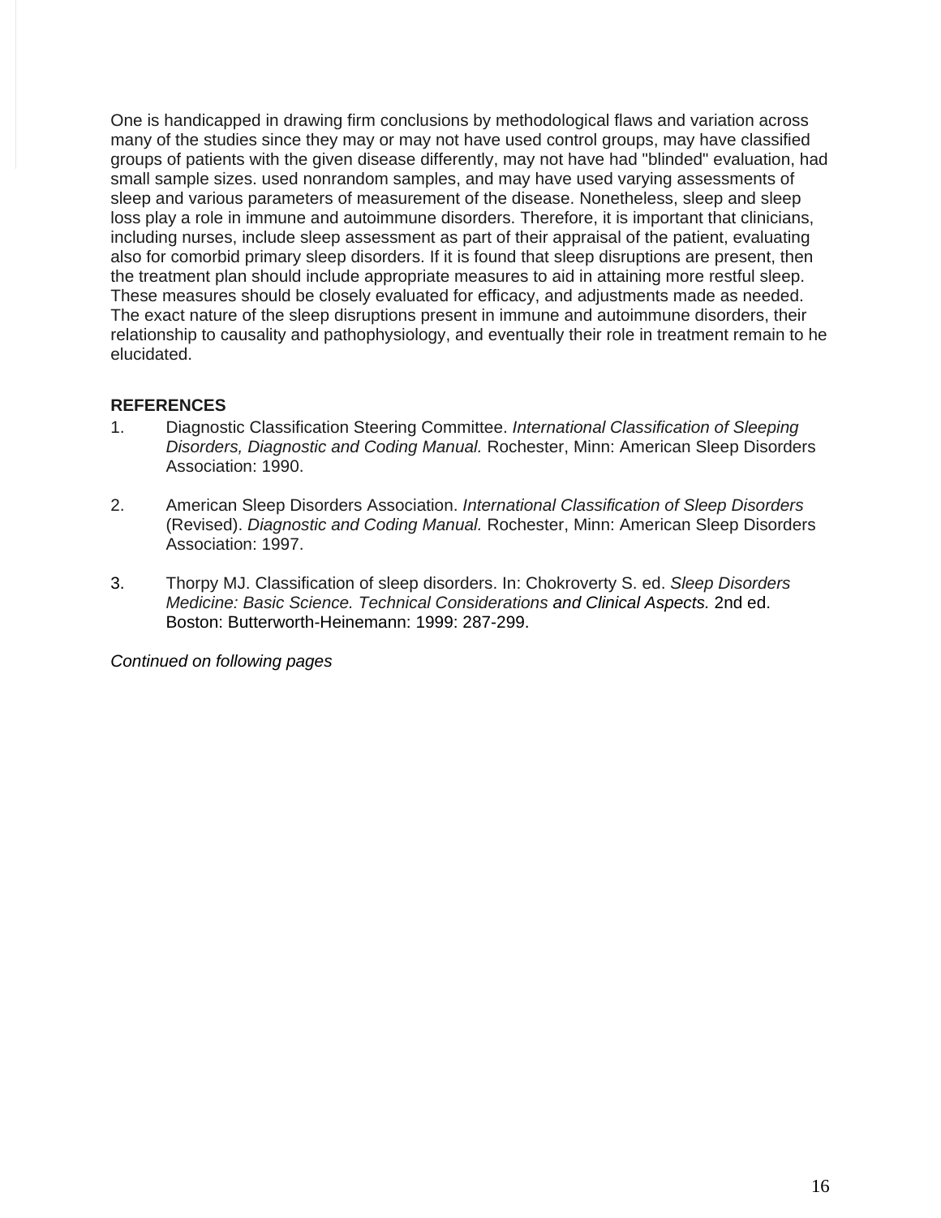One is handicapped in drawing firm conclusions by methodological flaws and variation across many of the studies since they may or may not have used control groups, may have classified groups of patients with the given disease differently, may not have had "blinded" evaluation, had small sample sizes. used nonrandom samples, and may have used varying assessments of sleep and various parameters of measurement of the disease. Nonetheless, sleep and sleep loss play a role in immune and autoimmune disorders. Therefore, it is important that clinicians, including nurses, include sleep assessment as part of their appraisal of the patient, evaluating also for comorbid primary sleep disorders. If it is found that sleep disruptions are present, then the treatment plan should include appropriate measures to aid in attaining more restful sleep. These measures should be closely evaluated for efficacy, and adjustments made as needed. The exact nature of the sleep disruptions present in immune and autoimmune disorders, their relationship to causality and pathophysiology, and eventually their role in treatment remain to he elucidated.

**REFERENCES**

1. Diagnostic Classification Steering Committee. *International Classification of Sleeping Disorders, Diagnostic and Coding Manual.* Rochester, Minn: American Sleep Disorders Association: 1990.

2. American Sleep Disorders Association. *International Classification of Sleep Disorders* (Revised). *Diagnostic and Coding Manual.* Rochester, Minn: American Sleep Disorders Association: 1997.

3. Thorpy MJ. Classification of sleep disorders. In: Chokroverty S. ed. *Sleep Disorders Medicine: Basic Science. Technical Considerations and Clinical Aspects.* 2nd ed. Boston: Butterworth-Heinemann: 1999: 287-299.

*Continued on following pages*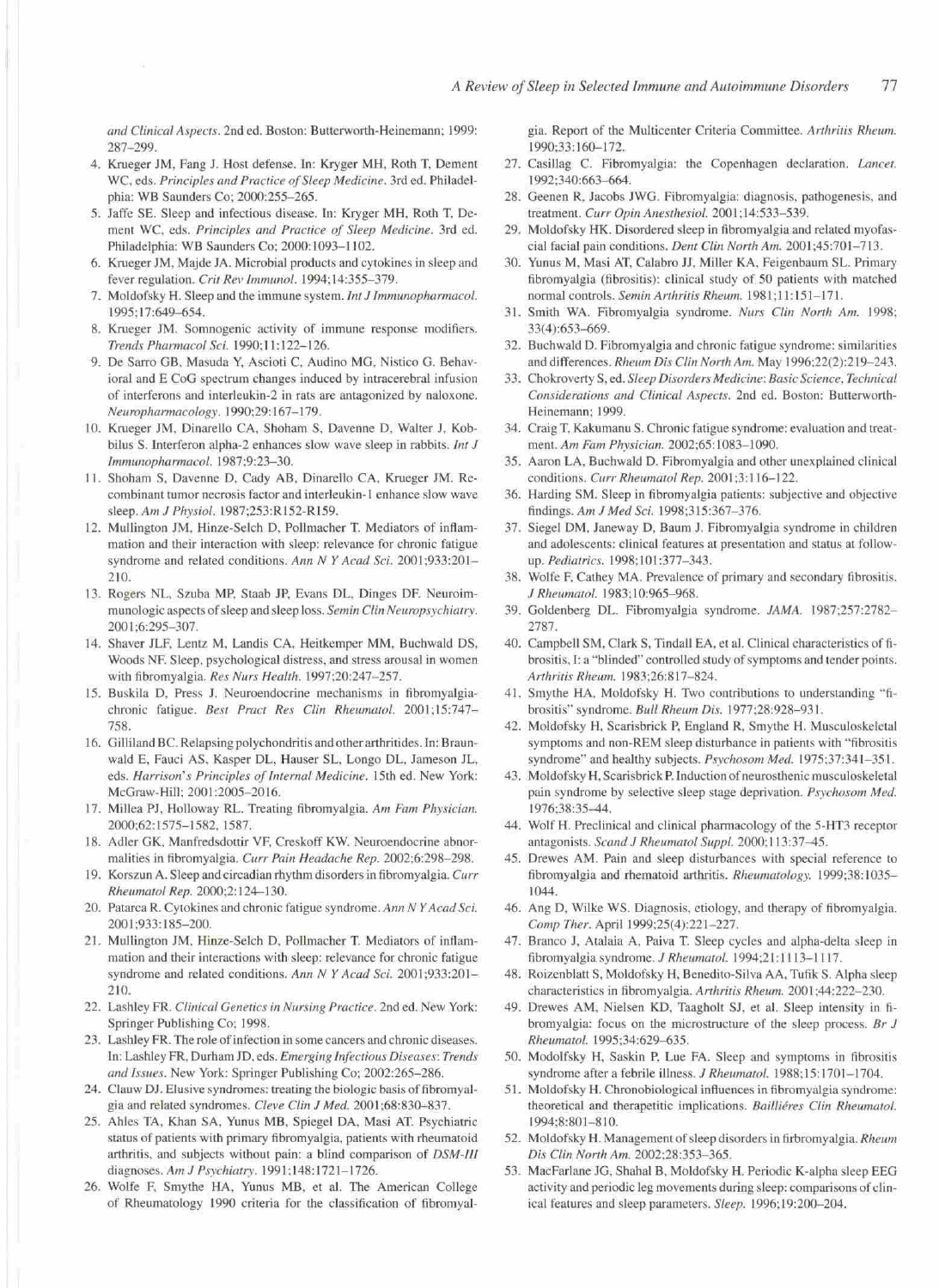*and Clinical Aspects*. 2nd ed. Boston: Butterworth-Heinemann; 1999: 287–299.

4. Krueger JM, Fang J. Host defense. In: Kryger MH, Roth T, Dement WC, eds. *Principles and Practice of Sleep Medicine*. 3rd ed. Philadelphia: WB Saunders Co; 2000:255–265.
5. Jaffe SE. Sleep and infectious disease. In: Kryger MH, Roth T, Dement WC, eds. *Principles and Practice of Sleep Medicine*. 3rd ed. Philadelphia: WB Saunders Co; 2000:1093–1102.
6. Krueger JM, Majde JA. Microbial products and cytokines in sleep and fever regulation. *Crit Rev Immunol*. 1994;14:355–379.
7. Moldofsky H. Sleep and the immune system. *Int J Immunopharmacol*. 1995;17:649–654.
8. Krueger JM. Somnogenic activity of immune response modifiers. *Trends Pharmacol Sci*. 1990;11:122–126.
9. De Sarro GB, Masuda Y, Ascioti C, Audino MG, Nistico G. Behavioral and E CoG spectrum changes induced by intracerebral infusion of interferons and interleukin-2 in rats are antagonized by naloxone. *Neuropharmacology*. 1990;29:167–179.
10. Krueger JM, Dinarello CA, Shoham S, Davenne D, Walter J, Kobbilus S. Interferon alpha-2 enhances slow wave sleep in rabbits. *Int J Immunopharmacol*. 1987;9:23–30.
11. Shoham S, Davenne D, Cady AB, Dinarello CA, Krueger JM. Recombinant tumor necrosis factor and interleukin-1 enhance slow wave sleep. *Am J Physiol*. 1987;253:R152-R159.
12. Mullington JM, Hinze-Selch D, Pollmacher T. Mediators of inflammation and their interaction with sleep: relevance for chronic fatigue syndrome and related conditions. *Ann N Y Acad Sci*. 2001;933:201–210.
13. Rogers NL, Szuba MP, Staab JP, Evans DL, Dinges DF. Neuroimmunologic aspects of sleep and sleep loss. *Semin Clin Neuropsychiatry*. 2001;6:295–307.
14. Shaver JLF, Lentz M, Landis CA, Heitkemper MM, Buchwald DS, Woods NF. Sleep, psychological distress, and stress arousal in women with fibromyalgia. *Res Nurs Health*. 1997;20:247–257.
15. Buskila D, Press J. Neuroendocrine mechanisms in fibromyalgia-chronic fatigue. *Best Pract Res Clin Rheumatol*. 2001;15:747–758.
16. Gilliland BC. Relapsing polychondritis and other arthritides. In: Braunwald E, Fauci AS, Kasper DL, Hauser SL, Longo DL, Jameson JL, eds. *Harrison's Principles of Internal Medicine*. 15th ed. New York: McGraw-Hill; 2001:2005–2016.
17. Millea PJ, Holloway RL. Treating fibromyalgia. *Am Fam Physician*. 2000;62:1575–1582, 1587.
18. Adler GK, Manfredsdottir VF, Creskoff KW. Neuroendocrine abnormalities in fibromyalgia. *Curr Pain Headache Rep*. 2002;6:298–298.
19. Korszun A. Sleep and circadian rhythm disorders in fibromyalgia. *Curr Rheumatol Rep*. 2000;2:124–130.
20. Patarca R. Cytokines and chronic fatigue syndrome. *Ann N Y Acad Sci*. 2001;933:185–200.
21. Mullington JM, Hinze-Selch D, Pollmacher T. Mediators of inflammation and their interactions with sleep: relevance for chronic fatigue syndrome and related conditions. *Ann N Y Acad Sci*. 2001;933:201–210.
22. Lashley FR. *Clinical Genetics in Nursing Practice*. 2nd ed. New York: Springer Publishing Co; 1998.
23. Lashley FR. The role of infection in some cancers and chronic diseases. In: Lashley FR, Durham JD, eds. *Emerging Infectious Diseases: Trends and Issues*. New York: Springer Publishing Co; 2002:265–286.
24. Clauw DJ. Elusive syndromes: treating the biologic basis of fibromyalgia and related syndromes. *Cleve Clin J Med*. 2001;68:830–837.
25. Ahles TA, Khan SA, Yunus MB, Spiegel DA, Masi AT. Psychiatric status of patients with primary fibromyalgia, patients with rheumatoid arthritis, and subjects without pain: a blind comparison of *DSM-III* diagnoses. *Am J Psychiatry*. 1991;148:1721–1726.
26. Wolfe F, Smythe HA, Yunus MB, et al. The American College of Rheumatology 1990 criteria for the classification of fibromyalgia. Report of the Multicenter Criteria Committee. *Arthritis Rheum*. 1990;33:160–172.
27. Casillag C. Fibromyalgia: the Copenhagen declaration. *Lancet*. 1992;340:663–664.
28. Geenen R, Jacobs JWG. Fibromyalgia: diagnosis, pathogenesis, and treatment. *Curr Opin Anesthesiol*. 2001;14:533–539.
29. Moldofsky HK. Disordered sleep in fibromyalgia and related myofascial facial pain conditions. *Dent Clin North Am*. 2001;45:701–713.
30. Yunus M, Masi AT, Calabro JJ, Miller KA, Feigenbaum SL. Primary fibromyalgia (fibrositis): clinical study of 50 patients with matched normal controls. *Semin Arthritis Rheum*. 1981;11:151–171.
31. Smith WA. Fibromyalgia syndrome. *Nurs Clin North Am*. 1998; 33(4):653–669.
32. Buchwald D. Fibromyalgia and chronic fatigue syndrome: similarities and differences. *Rheum Dis Clin North Am*. May 1996;22(2):219–243.
33. Chokroverty S, ed. *Sleep Disorders Medicine: Basic Science, Technical Considerations and Clinical Aspects*. 2nd ed. Boston: Butterworth-Heinemann; 1999.
34. Craig T, Kakumanu S. Chronic fatigue syndrome: evaluation and treatment. *Am Fam Physician*. 2002;65:1083–1090.
35. Aaron LA, Buchwald D. Fibromyalgia and other unexplained clinical conditions. *Curr Rheumatol Rep*. 2001;3:116–122.
36. Harding SM. Sleep in fibromyalgia patients: subjective and objective findings. *Am J Med Sci*. 1998;315:367–376.
37. Siegel DM, Janeway D, Baum J. Fibromyalgia syndrome in children and adolescents: clinical features at presentation and status at follow-up. *Pediatrics*. 1998;101:377–343.
38. Wolfe F, Cathey MA. Prevalence of primary and secondary fibrositis. *J Rheumatol*. 1983;10:965–968.
39. Goldenberg DL. Fibromyalgia syndrome. *JAMA*. 1987;257:2782–2787.
40. Campbell SM, Clark S, Tindall EA, et al. Clinical characteristics of fibrositis, I: a "blinded" controlled study of symptoms and tender points. *Arthritis Rheum*. 1983;26:817–824.
41. Smythe HA, Moldofsky H. Two contributions to understanding "fibrositis" syndrome. *Bull Rheum Dis*. 1977;28:928–931.
42. Moldofsky H, Scarisbrick P, England R, Smythe H. Musculoskeletal symptoms and non-REM sleep disturbance in patients with "fibrositis syndrome" and healthy subjects. *Psychosom Med*. 1975;37:341–351.
43. Moldofsky H, Scarisbrick P. Induction of neurosthenic musculoskeletal pain syndrome by selective sleep stage deprivation. *Psychosom Med*. 1976;38:35–44.
44. Wolf H. Preclinical and clinical pharmacology of the 5-HT3 receptor antagonists. *Scand J Rheumatol Suppl*. 2000;113:37–45.
45. Drewes AM. Pain and sleep disturbances with special reference to fibromyalgia and rheumatoid arthritis. *Rheumatology*. 1999;38:1035–1044.
46. Ang D, Wilke WS. Diagnosis, etiology, and therapy of fibromyalgia. *Comp Ther*. April 1999;25(4):221–227.
47. Branco J, Atalaia A, Paiva T. Sleep cycles and alpha-delta sleep in fibromyalgia syndrome. *J Rheumatol*. 1994;21:1113–1117.
48. Roizenblatt S, Moldofsky H, Benedito-Silva AA, Tufik S. Alpha sleep characteristics in fibromyalgia. *Arthritis Rheum*. 2001;44:222–230.
49. Drewes AM, Nielsen KD, Taagholt SJ, et al. Sleep intensity in fibromyalgia: focus on the microstructure of the sleep process. *Br J Rheumatol*. 1995;34:629–635.
50. Modolfsky H, Saskin P, Lue FA. Sleep and symptoms in fibrositis syndrome after a febrile illness. *J Rheumatol*. 1988;15:1701–1704.
51. Moldofsky H. Chronobiological influences in fibromyalgia syndrome: theoretical and therapetitic implications. *Baillières Clin Rheumatol*. 1994;8:801–810.
52. Moldofsky H. Management of sleep disorders in firbromyalgia. *Rheum Dis Clin North Am*. 2002;28:353–365.
53. MacFarlane JG, Shahal B, Moldofsky H. Periodic K-alpha sleep EEG activity and periodic leg movements during sleep: comparisons of clinical features and sleep parameters. *Sleep*. 1996;19:200–204.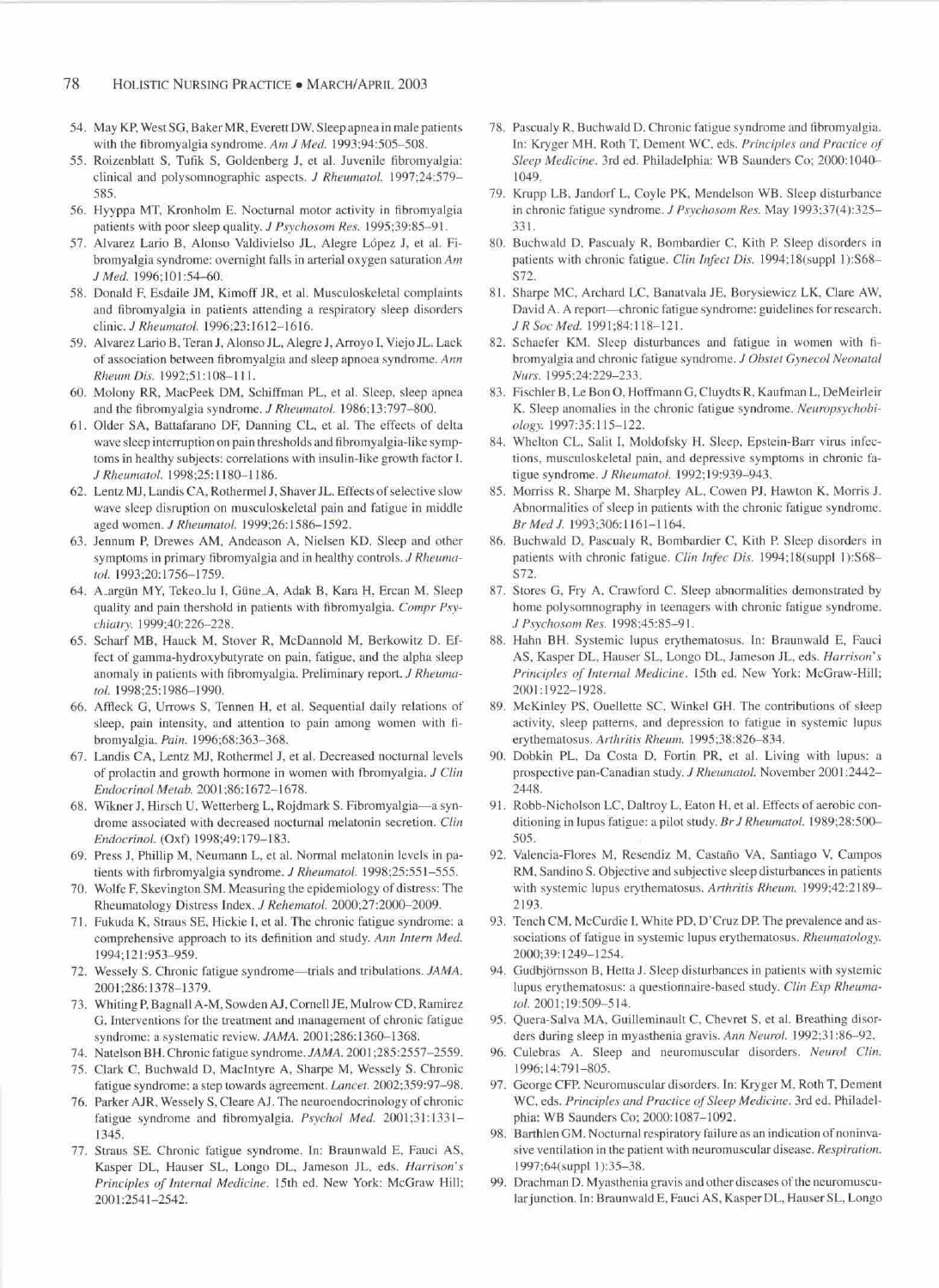54. May KP, West SG, Baker MR, Everett DW. Sleep apnea in male patients with the fibromyalgia syndrome. *Am J Med.* 1993;94:505–508.
55. Roizenblatt S, Tufik S, Goldenberg J, et al. Juvenile fibromyalgia: clinical and polysomnographic aspects. *J Rheumatol.* 1997;24:579–585.
56. Hyyppa MT, Kronholm E. Nocturnal motor activity in fibromyalgia patients with poor sleep quality. *J Psychosom Res.* 1995;39:85–91.
57. Alvarez Lario B, Alonso Valdivielso JL, Alegre López J, et al. Fibromyalgia syndrome: overnight falls in arterial oxygen saturation *Am J Med.* 1996;101:54–60.
58. Donald F, Esdaile JM, Kimoff JR, et al. Musculoskeletal complaints and fibromyalgia in patients attending a respiratory sleep disorders clinic. *J Rheumatol.* 1996;23:1612–1616.
59. Alvarez Lario B, Teran J, Alonso JL, Alegre J, Arroyo I, Viejo JL. Lack of association between fibromyalgia and sleep apnoea syndrome. *Ann Rheum Dis.* 1992;51:108–111.
60. Molony RR, MacPeek DM, Schiffman PL, et al. Sleep, sleep apnea and the fibromyalgia syndrome. *J Rheumatol.* 1986;13:797–800.
61. Older SA, Battafarano DF, Danning CL, et al. The effects of delta wave sleep interruption on pain thresholds and fibromyalgia-like symptoms in healthy subjects: correlations with insulin-like growth factor I. *J Rheumatol.* 1998;25:1180–1186.
62. Lentz MJ, Landis CA, Rothermel J, Shaver JL. Effects of selective slow wave sleep disruption on musculoskeletal pain and fatigue in middle aged women. *J Rheumatol.* 1999;26:1586–1592.
63. Jennum P, Drewes AM, Andeason A, Nielsen KD. Sleep and other symptoms in primary fibromyalgia and in healthy controls. *J Rheumatol.* 1993;20:1756–1759.
64. A_argün MY, Tekeo_lu I, Güne_A, Adak B, Kara H, Ercan M. Sleep quality and pain thershold in patients with fibromyalgia. *Compr Psychiatry.* 1999;40:226–228.
65. Scharf MB, Hauck M, Stover R, McDannold M, Berkowitz D. Effect of gamma-hydroxybutyrate on pain, fatigue, and the alpha sleep anomaly in patients with fibromyalgia. Preliminary report. *J Rheumatol.* 1998;25:1986–1990.
66. Affleck G, Urrows S, Tennen H, et al. Sequential daily relations of sleep, pain intensity, and attention to pain among women with fibromyalgia. *Pain.* 1996;68:363–368.
67. Landis CA, Lentz MJ, Rothermel J, et al. Decreased nocturnal levels of prolactin and growth hormone in women with fbromyalgia. *J Clin Endocrinol Metab.* 2001;86:1672–1678.
68. Wikner J, Hirsch U, Wetterberg L, Rojdmark S. Fibromyalgia—a syndrome associated with decreased nocturnal melatonin secretion. *Clin Endocrinol.* (Oxf) 1998;49:179–183.
69. Press J, Phillip M, Neumann L, et al. Normal melatonin levels in patients with firbromyalgia syndrome. *J Rheumatol.* 1998;25:551–555.
70. Wolfe F, Skevington SM. Measuring the epidemiology of distress: The Rheumatology Distress Index. *J Rehematol.* 2000;27:2000–2009.
71. Fukuda K, Straus SE, Hickie I, et al. The chronic fatigue syndrome: a comprehensive approach to its definition and study. *Ann Intern Med.* 1994;121:953–959.
72. Wessely S. Chronic fatigue syndrome—trials and tribulations. *JAMA.* 2001;286:1378–1379.
73. Whiting P, Bagnall A-M, Sowden AJ, Cornell JE, Mulrow CD, Ramirez G. Interventions for the treatment and management of chronic fatigue syndrome: a systematic review. *JAMA.* 2001;286:1360–1368.
74. Natelson BH. Chronic fatigue syndrome. *JAMA.* 2001;285:2557–2559.
75. Clark C, Buchwald D, MacIntyre A, Sharpe M, Wessely S. Chronic fatigue syndrome: a step towards agreement. *Lancet.* 2002;359:97–98.
76. Parker AJR, Wessely S, Cleare AJ. The neuroendocrinology of chronic fatigue syndrome and fibromyalgia. *Psychol Med.* 2001;31:1331–1345.
77. Straus SE. Chronic fatigue syndrome. In: Braunwald E, Fauci AS, Kasper DL, Hauser SL, Longo DL, Jameson JL, eds. *Harrison's Principles of Internal Medicine.* 15th ed. New York: McGraw Hill; 2001:2541–2542.
78. Pascualy R, Buchwald D. Chronic fatigue syndrome and fibromyalgia. In: Kryger MH, Roth T, Dement WC, eds. *Principles and Practice of Sleep Medicine.* 3rd ed. Philadelphia: WB Saunders Co; 2000:1040–1049.
79. Krupp LB, Jandorf L, Coyle PK, Mendelson WB. Sleep disturbance in chronic fatigue syndrome. *J Psychosom Res.* May 1993;37(4):325–331.
80. Buchwald D, Pascualy R, Bombardier C, Kith P. Sleep disorders in patients with chronic fatigue. *Clin Infect Dis.* 1994;18(suppl 1):S68–S72.
81. Sharpe MC, Archard LC, Banatvala JE, Borysiewicz LK, Clare AW, David A. A report—chronic fatigue syndrome: guidelines for research. *J R Soc Med.* 1991;84:118–121.
82. Schaefer KM. Sleep disturbances and fatigue in women with fibromyalgia and chronic fatigue syndrome. *J Obstet Gynecol Neonatal Nurs.* 1995;24:229–233.
83. Fischler B, Le Bon O, Hoffmann G, Cluydts R, Kaufman L, DeMeirleir K. Sleep anomalies in the chronic fatigue syndrome. *Neuropsychobiology.* 1997:35:115–122.
84. Whelton CL, Salit I, Moldofsky H. Sleep, Epstein-Barr virus infections, musculoskeletal pain, and depressive symptoms in chronic fatigue syndrome. *J Rheumatol.* 1992;19:939–943.
85. Morriss R, Sharpe M, Sharpley AL, Cowen PJ, Hawton K, Morris J. Abnormalities of sleep in patients with the chronic fatigue syndrome. *Br Med J.* 1993;306:1161–1164.
86. Buchwald D, Pascualy R, Bombardier C, Kith P. Sleep disorders in patients with chronic fatigue. *Clin Infec Dis.* 1994;18(suppl 1):S68–S72.
87. Stores G, Fry A, Crawford C. Sleep abnormalities demonstrated by home polysomnography in teenagers with chronic fatigue syndrome. *J Psychosom Res.* 1998;45:85–91.
88. Hahn BH. Systemic lupus erythematosus. In: Braunwald E, Fauci AS, Kasper DL, Hauser SL, Longo DL, Jameson JL, eds. *Harrison's Principles of Internal Medicine.* 15th ed. New York: McGraw-Hill; 2001:1922–1928.
89. McKinley PS, Ouellette SC, Winkel GH. The contributions of sleep activity, sleep patterns, and depression to fatigue in systemic lupus erythematosus. *Arthritis Rheum.* 1995;38:826–834.
90. Dobkin PL, Da Costa D, Fortin PR, et al. Living with lupus: a prospective pan-Canadian study. *J Rheumatol.* November 2001:2442–2448.
91. Robb-Nicholson LC, Daltroy L, Eaton H, et al. Effects of aerobic conditioning in lupus fatigue: a pilot study. *Br J Rheumatol.* 1989;28:500–505.
92. Valencia-Flores M, Resendiz M, Castaño VA, Santiago V, Campos RM, Sandino S. Objective and subjective sleep disturbances in patients with systemic lupus erythematosus. *Arthritis Rheum.* 1999;42:2189–2193.
93. Tench CM, McCurdie I, White PD, D'Cruz DP. The prevalence and associations of fatigue in systemic lupus erythematosus. *Rheumatology.* 2000;39:1249–1254.
94. Gudbjörnsson B, Hetta J. Sleep disturbances in patients with systemic lupus erythematosus: a questionnaire-based study. *Clin Exp Rheumatol.* 2001;19:509–514.
95. Quera-Salva MA, Guilleminault C, Chevret S, et al. Breathing disorders during sleep in myasthenia gravis. *Ann Neurol.* 1992;31:86–92.
96. Culebras A. Sleep and neuromuscular disorders. *Neurol Clin.* 1996;14:791–805.
97. George CFP. Neuromuscular disorders. In: Kryger M, Roth T, Dement WC, eds. *Principles and Practice of Sleep Medicine.* 3rd ed. Philadelphia: WB Saunders Co; 2000:1087–1092.
98. Barthlen GM. Nocturnal respiratory failure as an indication of noninvasive ventilation in the patient with neuromuscular disease. *Respiration.* 1997;64(suppl 1):35–38.
99. Drachman D. Myasthenia gravis and other diseases of the neuromuscular junction. In: Braunwald E, Fauci AS, Kasper DL, Hauser SL, Longo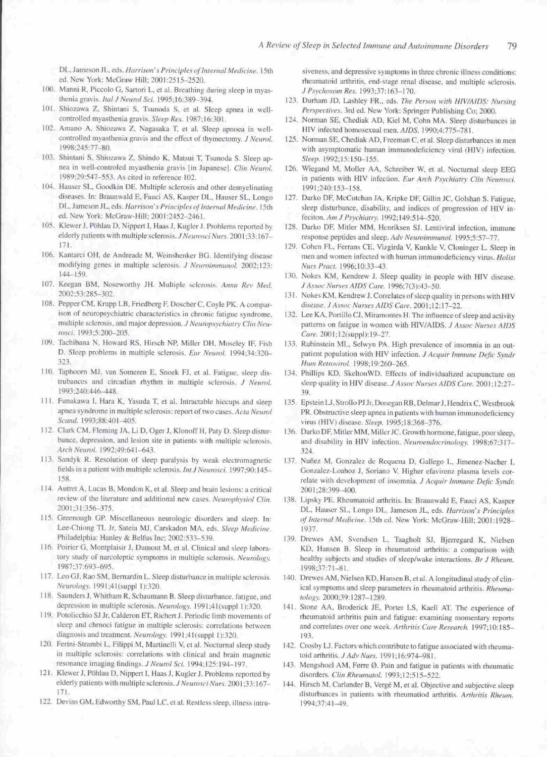DL, Jameson JL, eds. *Harrison's Principles of Internal Medicine*. 15th ed. New York: McGraw Hill; 2001:2515–2520.

100. Manni R, Piccolo G, Sartori L, et al. Breathing during sleep in myasthenia gravis. *Ital J Neurol Sci*. 1995;16:389–394.
101. Shiozawa Z, Shintani S, Tsunoda S, et al. Sleep apnea in well-controlled myasthenia gravis. *Sleep Res*. 1987;16:301.
102. Amano A, Shiozawa Z, Nagasaka T, et al. Sleep apnoea in well-controlled myasthenia gravis and the effect of thymectomy. *J Neurol*. 1998;245:77–80.
103. Shintani S, Shiozawa Z, Shindo K, Matsui T, Tsunoda S. Sleep apnea in well-controled myasthenia gravis [in Japanese]. *Clin Neurol*. 1989;29:547–553. As cited in reference 102.
104. Hauser SL, Goodkin DE. Multiple sclerosis and other demyelinating diseases. In: Braunwald E, Fauci AS, Kasper DL, Hauser SL, Longo DL, Jameson JL, eds. *Harrison's Principles of Internal Medicine*. 15th ed. New York: McGraw-Hill; 2001:2452–2461.
105. Klewer J, Pöhlau D, Nippert I, Haas J, Kugler J. Problems reported by elderly patients with multiple sclerosis. *J Neurosci Nurs*. 2001;33:167–171.
106. Kantarci OH, de Andreade M, Weinshenker BG. Identifying disease modifying genes in multiple sclerosis. *J Neuroimmunol*. 2002;123: 144–159.
107. Keegan BM, Noseworthy JH. Multiple sclerosis. *Annu Rev Med*. 2002;53:285–302.
108. Pepper CM, Krupp LB, Friedberg F, Doscher C, Coyle PK. A comparison of neuropsychiatric characteristics in chronic fatigue syndrome, multiple sclerosis, and major depression. *J Neuropsychiatry Clin Neurosci*. 1993;5:200–205.
109. Tachibana N, Howard RS, Hirsch NP, Miller DH, Moseley IF, Fish D. Sleep problems in multiple sclerosis. *Eur Neurol*. 1994;34:320–323.
110. Taphoorn MJ, van Someren E, Snoek FJ, et al. Fatigue, sleep disturbances and circadian rhythm in multiple sclerosis. *J Neurol*. 1993;240:446–448.
111. Funakawa I, Hara K, Yasuda T, et al. Intractable hiccups and sleep apnea syndrome in multiple sclerosis: report of two cases. *Acta Neurol Scand*. 1993;88:401–405.
112. Clark CM, Fleming JA, Li D, Oger J, Klonoff H, Paty D. Sleep disturbance, depression, and lesion site in patients with multiple sclerosis. *Arch Neurol*. 1992;49:641–643.
113. Sandyk R. Resolution of sleep paralysis by weak electromagnetic fields in a patient with multiple sclerosis. *Int J Neurosci*. 1997;90:145–158.
114. Autret A, Lucas B, Mondon K, et al. Sleep and brain lesions: a critical review of the literature and additional new cases. *Neurophysiol Clin*. 2001;31:356–375.
115. Greenough GP. Miscellaneous neurologic disorders and sleep. In: Lee-Chiong TL Jr, Sateia MJ, Carskadon MA, eds. *Sleep Medicine*. Philadelphia: Hanley & Belfus Inc; 2002:533–539.
116. Poirier G, Montplaisir J, Dumont M, et al. Clinical and sleep laboratory study of narcoleptic symptoms in multiple sclerosis. *Neurology*. 1987;37:693–695.
117. Leo GJ, Rao SM, Bernardin L. Sleep disturbance in multiple sclerosis. *Neurology*. 1991;41(suppl 1):320.
118. Saunders J, Whitham R, Schaumann B. Sleep disturbance, fatigue, and depression in multiple sclerosis. *Neurology*. 1991;41(suppl 1):320.
119. Potolicchio SJ Jr, Calderon ET, Richert J. Periodic limb movements of sleep and chrnoci fatigue in multiple sclerosis: correlations between diagnosis and treatment. *Neurology*. 1991;41(suppl 1):320.
120. Ferini-Strambi L, Filippi M, Martinelli V, et al. Nocturnal sleep study in multiple sclerosis: correlations with clinical and brain magnetic resonance imaging findings. *J Neurol Sci*. 1994;125:194–197.
121. Klewer J, Pöhlau D, Nippert I, Haas J, Kugler J. Problems reported by elderly patients with multiple sclerosis. *J Neurosci Nurs*. 2001;33:167–171.
122. Devins GM, Edworthy SM, Paul LC, et al. Restless sleep, illness intrusiveness, and depressive symptoms in three chronic illness conditions: rheumatoid arthritis, end-stage renal disease, and multiple sclerosis. *J Psychosom Res*. 1993;37:163–170.
123. Durham JD, Lashley FR., eds. *The Person with HIV/AIDS: Nursing Perspectives*. 3rd ed. New York: Springer Publishing Co; 2000.
124. Norman SE, Chediak AD, Kiel M, Cohn MA. Sleep disturbances in HIV infected homosexual men. *AIDS*. 1990;4:775–781.
125. Norman SE, Chediak AD, Freeman C, et al. Sleep disturbances in men with asymptomatic human immunodeficiency viral (HIV) infection. *Sleep*. 1992;15:150–155.
126. Wiegand M, Moller AA, Schreiber W, et al. Nocturnal sleep EEG in patients with HIV infection. *Eur Arch Psychiatry Clin Neurosci*. 1991;240:153–158.
127. Darko DF, McCutchan JA, Kripke DF, Gillin JC, Golshan S. Fatigue, sleep disturbance, disability, and indices of progression of HIV infeciton. *Am J Psychiatry*. 1992;149:514–520.
128. Darko DF, Mitler MM, Henriksen SJ. Lentiviral infection, immune response peptides and sleep. *Adv Neuroimmunol*. 1995;5:57–77.
129. Cohen FL, Ferrans CE, Vizgirda V, Kunkle V, Cloninger L. Sleep in men and women infected with human immunodeficiency virus. *Holist Nurs Pract*. 1996;10:33–43.
130. Nokes KM, Kendrew J. Sleep quality in people with HIV disease. *J Assoc Nurses AIDS Care*. 1996;7(3):43–50.
131. Nokes KM, Kendrew J. Correlates of sleep quality in persons with HIV disease. *J Assoc Nurses AIDS Care*. 2001;12:17–22.
132. Lee KA, Portillo CJ, Miramontes H. The influence of sleep and activity patterns on fatigue in women with HIV/AIDS. *J Assoc Nurses AIDS Care*. 2001;12(suppl):19–27.
133. Rubinstein ML, Selwyn PA. High prevalence of insomnia in an outpatient population with HIV infection. *J Acquir Immune Defic Syndr Hum Retrovirol*. 1998;19:260–265.
134. Phillips KD, SkeltonWD. Effects of individualized acupuncture on sleep quality in HIV disease. *J Assoc Nurses AIDS Care*. 2001;12:27–39.
135. Epstein LJ, Strollo PJ Jr, Donegan RB, Delmar J, Hendrix C, Westbrook PR. Obstructive sleep apnea in patients with human immunodeficiency virus (HIV) disease. *Sleep*. 1995;18:368–376.
136. Darko DF, Mitler MM, Miller JC. Growth hormone, fatigue, poor sleep, and disability in HIV infection. *Neuroendocrinology*. 1998;67:317–324.
137. Nuñez M, Gonzalez de Requena D, Gallego L, Jimenez-Nacher I, Gonzalez-Loahoz J, Soriano V. Higher efavirenz plasma levels correlate with development of insomnia. *J Acquir Immune Defic Syndr*. 2001;28:399–400.
138. Lipsky PE. Rheumatoid arthritis. In: Braunwald E, Fauci AS, Kasper DL, Hauser SL, Longo DL, Jameson JL, eds. *Harrison's Principles of Internal Medicine*. 15th ed. New York: McGraw-Hill; 2001:1928–1937.
139. Drewes AM, Svendsen L, Taagholt SJ, Bjerregard K, Nielsen KD, Hansen B. Sleep in rheumatoid arthritis: a comparison with healthy subjects and studies of sleep/wake interactions. *Br J Rheum*. 1998;37:71–81.
140. Drewes AM, Nielsen KD, Hansen B, et al. A longitudinal study of clinical symptoms and sleep parameters in rheumatoid arthritis. *Rheumatology*. 2000;39:1287–1289.
141. Stone AA, Broderick JE, Porter LS, Kaell AT. The experience of rheumatoid arthritis pain and fatigue: examining momentary reports and correlates over one week. *Arthritis Care Research*. 1997;10:185–193.
142. Crosby LJ. Factors which contribute to fatigue associated with rheumatoid arthritis. *J Adv Nurs*. 1991;16:974–981.
143. Mengshoel AM, Førre Ø. Pain and fatigue in patients with rheumatic disorders. *Clin Rheumatol*. 1993;12:515–522.
144. Hirsch M, Carlander B, Vergé M, et al. Objective and subjective sleep disturbances in patients with rheumatiod arthritis. *Arthritis Rheum*. 1994;37:41–49.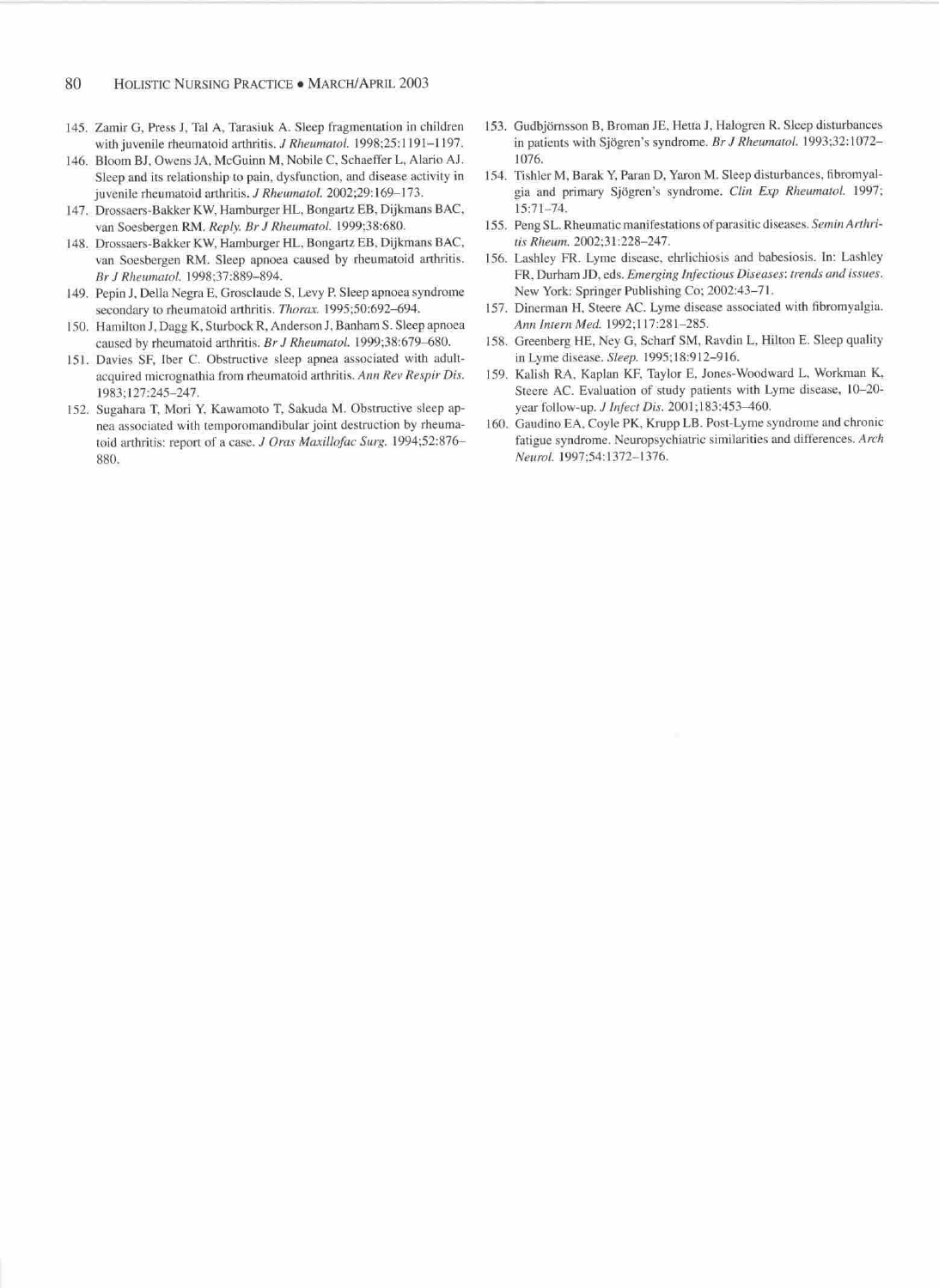145. Zamir G, Press J, Tal A, Tarasiuk A. Sleep fragmentation in children with juvenile rheumatoid arthritis. *J Rheumatol.* 1998;25:1191–1197.
146. Bloom BJ, Owens JA, McGuinn M, Nobile C, Schaeffer L, Alario AJ. Sleep and its relationship to pain, dysfunction, and disease activity in juvenile rheumatoid arthritis. *J Rheumatol.* 2002;29:169–173.
147. Drossaers-Bakker KW, Hamburger HL, Bongartz EB, Dijkmans BAC, van Soesbergen RM. Reply. *Br J Rheumatol.* 1999;38:680.
148. Drossaers-Bakker KW, Hamburger HL, Bongartz EB, Dijkmans BAC, van Soesbergen RM. Sleep apnoea caused by rheumatoid arthritis. *Br J Rheumatol.* 1998;37:889–894.
149. Pepin J, Della Negra E, Grosclaude S, Levy P. Sleep apnoea syndrome secondary to rheumatoid arthritis. *Thorax.* 1995;50:692–694.
150. Hamilton J, Dagg K, Sturbock R, Anderson J, Banham S. Sleep apnoea caused by rheumatoid arthritis. *Br J Rheumatol.* 1999;38:679–680.
151. Davies SF, Iber C. Obstructive sleep apnea associated with adult-acquired micrognathia from rheumatoid arthritis. *Ann Rev Respir Dis.* 1983;127:245–247.
152. Sugahara T, Mori Y, Kawamoto T, Sakuda M. Obstructive sleep apnea associated with temporomandibular joint destruction by rheumatoid arthritis: report of a case. *J Oras Maxillofac Surg.* 1994;52:876–880.
153. Gudbjörnsson B, Broman JE, Hetta J, Halogren R. Sleep disturbances in patients with Sjögren's syndrome. *Br J Rheumatol.* 1993;32:1072–1076.
154. Tishler M, Barak Y, Paran D, Yaron M. Sleep disturbances, fibromyalgia and primary Sjögren's syndrome. *Clin Exp Rheumatol.* 1997; 15:71–74.
155. Peng SL. Rheumatic manifestations of parasitic diseases. *Semin Arthritis Rheum.* 2002;31:228–247.
156. Lashley FR. Lyme disease, ehrlichiosis and babesiosis. In: Lashley FR, Durham JD, eds. *Emerging Infectious Diseases: trends and issues.* New York: Springer Publishing Co; 2002:43–71.
157. Dinerman H, Steere AC. Lyme disease associated with fibromyalgia. *Ann Intern Med.* 1992;117:281–285.
158. Greenberg HE, Ney G, Scharf SM, Ravdin L, Hilton E. Sleep quality in Lyme disease. *Sleep.* 1995;18:912–916.
159. Kalish RA, Kaplan KF, Taylor E, Jones-Woodward L, Workman K, Steere AC. Evaluation of study patients with Lyme disease, 10–20-year follow-up. *J Infect Dis.* 2001;183:453–460.
160. Gaudino EA, Coyle PK, Krupp LB. Post-Lyme syndrome and chronic fatigue syndrome. Neuropsychiatric similarities and differences. *Arch Neurol.* 1997;54:1372–1376.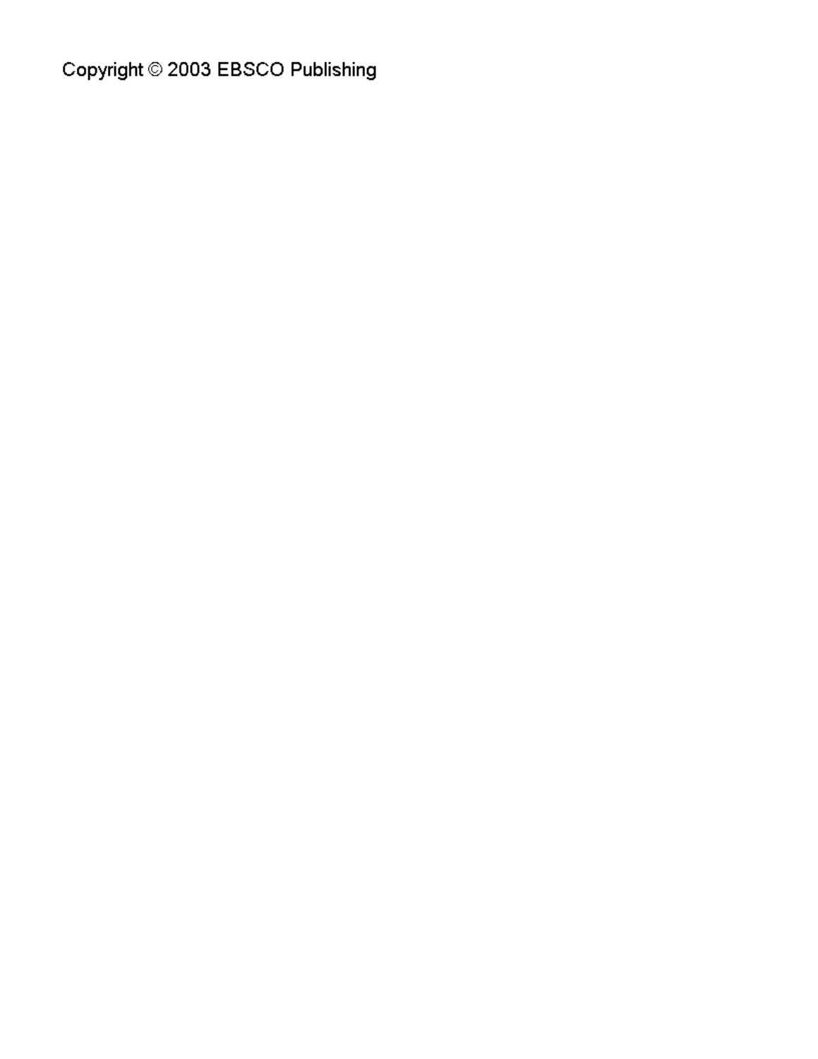Copyright © 2003 EBSCO Publishing